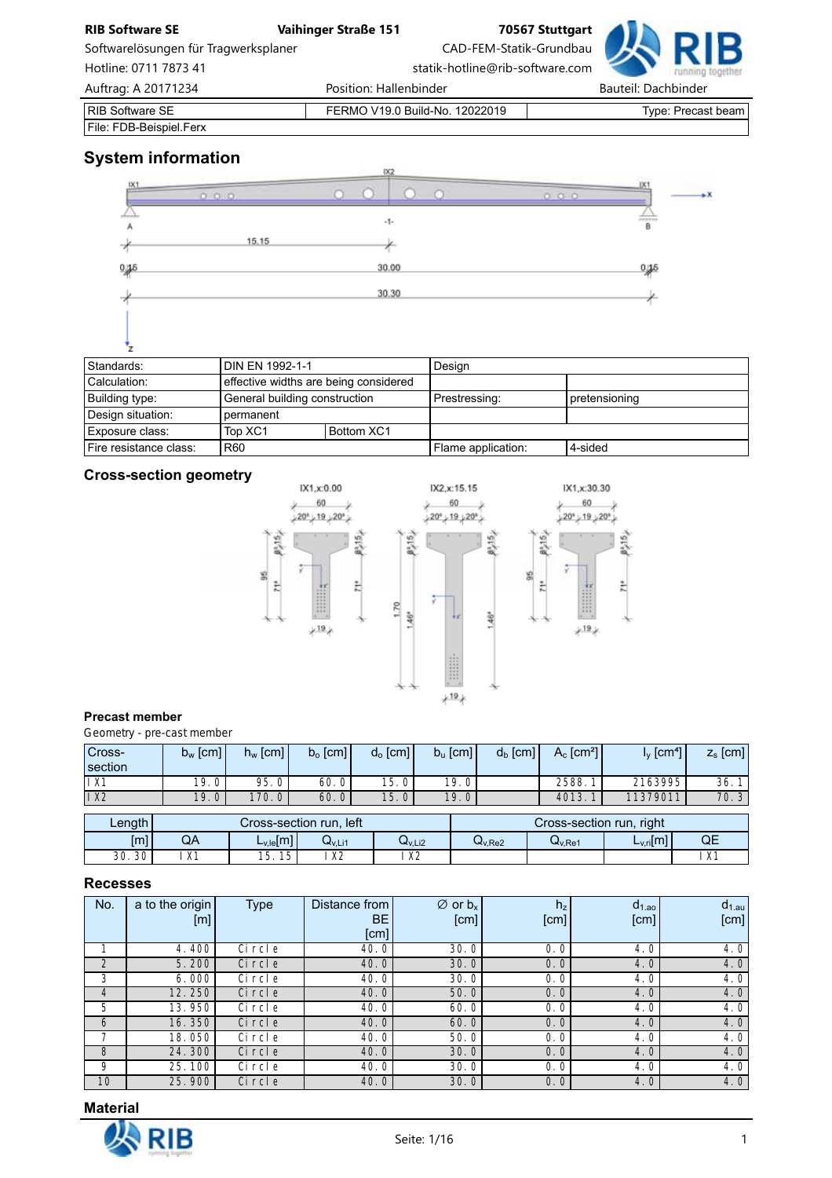| RIB Software SE | FERMO V19.0 Build-No. 12022019 | Type: Precast beam |
|---|---|---|
| File: FDB-Beispiel.Ferx | | |

## System information

| Standards: | DIN EN 1992-1-1 | | Design | |
|---|---|---|---|---|
| Calculation: | effective widths are being considered | | | |
| Building type: | General building construction | | Prestressing: | pretensioning |
| Design situation: | permanent | | | |
| Exposure class: | Top XC1 | Bottom XC1 | | |
| Fire resistance class: | R60 | | Flame application: | 4-sided |

## Cross-section geometry

### Precast member

Geometry - pre-cast member

| Cross-section | $b_w$ [cm] | $h_w$ [cm] | $b_o$ [cm] | $d_o$ [cm] | $b_u$ [cm] | $d_u$ [cm] | $A_c$ [cm²] | $I_y$ [cm⁴] | $z_s$ [cm] |
|---|---|---|---|---|---|---|---|---|---|
| I X1 | 19.0 | 95.0 | 60.0 | 15.0 | 19.0 | | 2588.1 | 2163995 | 36.1 |
| I X2 | 19.0 | 170.0 | 60.0 | 15.0 | 19.0 | | 4013.1 | 11379011 | 70.3 |

| Length | Cross-section run, left | | | | Cross-section run, right | | | |
|---|---|---|---|---|---|---|---|---|
| [m] | QA | $L_{v,le}$[m] | $Q_{v,Li1}$ | $Q_{v,Li2}$ | $Q_{v,Re2}$ | $Q_{v,Re1}$ | $L_{v,ri}$[m] | QE |
| 30.30 | I X1 | 15.15 | I X2 | I X2 | | | | I X1 |

## Recesses

| No. | a to the origin [m] | Type | Distance from BE [cm] | ∅ or $b_x$ [cm] | $h_z$ [cm] | $d_{1.ao}$ [cm] | $d_{1.au}$ [cm] |
|---|---|---|---|---|---|---|---|
| 1 | 4.400 | Circle | 40.0 | 30.0 | 0.0 | 4.0 | 4.0 |
| 2 | 5.200 | Circle | 40.0 | 30.0 | 0.0 | 4.0 | 4.0 |
| 3 | 6.000 | Circle | 40.0 | 30.0 | 0.0 | 4.0 | 4.0 |
| 4 | 12.250 | Circle | 40.0 | 50.0 | 0.0 | 4.0 | 4.0 |
| 5 | 13.950 | Circle | 40.0 | 60.0 | 0.0 | 4.0 | 4.0 |
| 6 | 16.350 | Circle | 40.0 | 60.0 | 0.0 | 4.0 | 4.0 |
| 7 | 18.050 | Circle | 40.0 | 50.0 | 0.0 | 4.0 | 4.0 |
| 8 | 24.300 | Circle | 40.0 | 30.0 | 0.0 | 4.0 | 4.0 |
| 9 | 25.100 | Circle | 40.0 | 30.0 | 0.0 | 4.0 | 4.0 |
| 10 | 25.900 | Circle | 40.0 | 30.0 | 0.0 | 4.0 | 4.0 |

## Material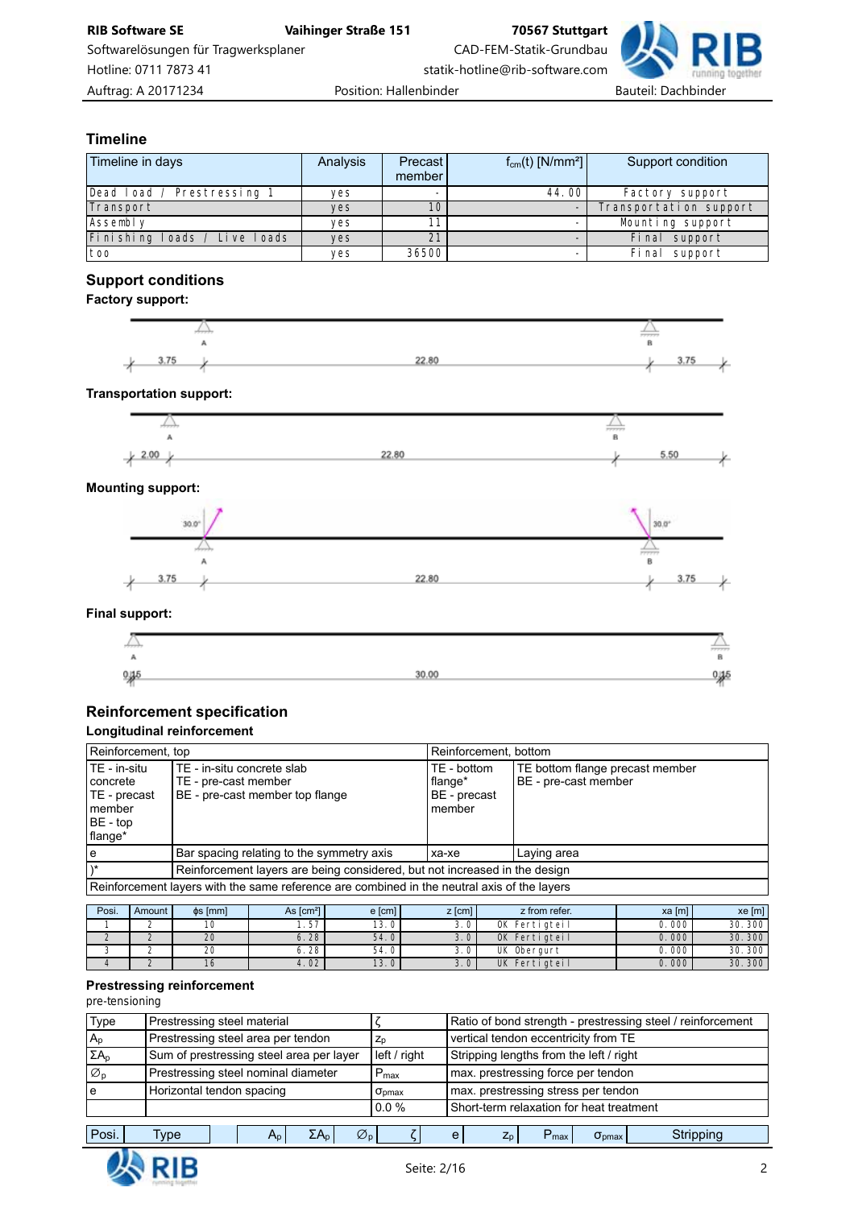## Timeline

| Timeline in days | Analysis | Precast member | $f_{cm}(t)$ [N/mm²] | Support condition |
|---|---|---|---|---|
| Dead load / Prestressing 1 | yes | - | 44.00 | Factory support |
| Transport | yes | 10 | - | Transportation support |
| Assembly | yes | 11 | - | Mounting support |
| Finishing loads / Live loads | yes | 21 | - | Final support |
| too | yes | 36500 | - | Final support |

## Support conditions

### Factory support:

A, B

3.75 — 22.80 — 3.75

### Transportation support:

A, B

2.00 — 22.80 — 5.50

### Mounting support:

30.0°, 30.0°

A, B

3.75 — 22.80 — 3.75

### Final support:

A, B

0.15 — 30.00 — 0.15

## Reinforcement specification

### Longitudinal reinforcement

| Reinforcement, top | | Reinforcement, bottom | |
|---|---|---|---|
| TE - in-situ concrete<br>TE - precast member<br>BE - top flange* | TE - in-situ concrete slab<br>TE - pre-cast member<br>BE - pre-cast member top flange | TE - bottom flange*<br>BE - precast member | TE bottom flange precast member<br>BE - pre-cast member |
| e | Bar spacing relating to the symmetry axis | xa-xe | Laying area |
| )* | Reinforcement layers are being considered, but not increased in the design | | |
| Reinforcement layers with the same reference are combined in the neutral axis of the layers | | | |

| Posi. | Amount | ϕs [mm] | As [cm²] | e [cm] | z [cm] | z from refer. | xa [m] | xe [m] |
|---|---|---|---|---|---|---|---|---|
| 1 | 2 | 10 | 1.57 | 13.0 | 3.0 | OK Fertigteil | 0.000 | 30.300 |
| 2 | 2 | 20 | 6.28 | 54.0 | 3.0 | OK Fertigteil | 0.000 | 30.300 |
| 3 | 2 | 20 | 6.28 | 54.0 | 3.0 | UK Obergurt | 0.000 | 30.300 |
| 4 | 2 | 16 | 4.02 | 13.0 | 3.0 | UK Fertigteil | 0.000 | 30.300 |

### Prestressing reinforcement

pre-tensioning

| Type | Prestressing steel material | $\zeta$ | Ratio of bond strength - prestressing steel / reinforcement |
|---|---|---|---|
| $A_p$ | Prestressing steel area per tendon | $z_p$ | vertical tendon eccentricity from TE |
| $\Sigma A_p$ | Sum of prestressing steel area per layer | left / right | Stripping lengths from the left / right |
| $\varnothing_p$ | Prestressing steel nominal diameter | $P_{max}$ | max. prestressing force per tendon |
| e | Horizontal tendon spacing | $\sigma_{pmax}$ | max. prestressing stress per tendon |
| | | 0.0 % | Short-term relaxation for heat treatment |

| Posi. | Type | $A_p$ | $\Sigma A_p$ | $\varnothing_p$ | $\zeta$ | e | $z_p$ | $P_{max}$ | $\sigma_{pmax}$ | Stripping |
|---|---|---|---|---|---|---|---|---|---|---|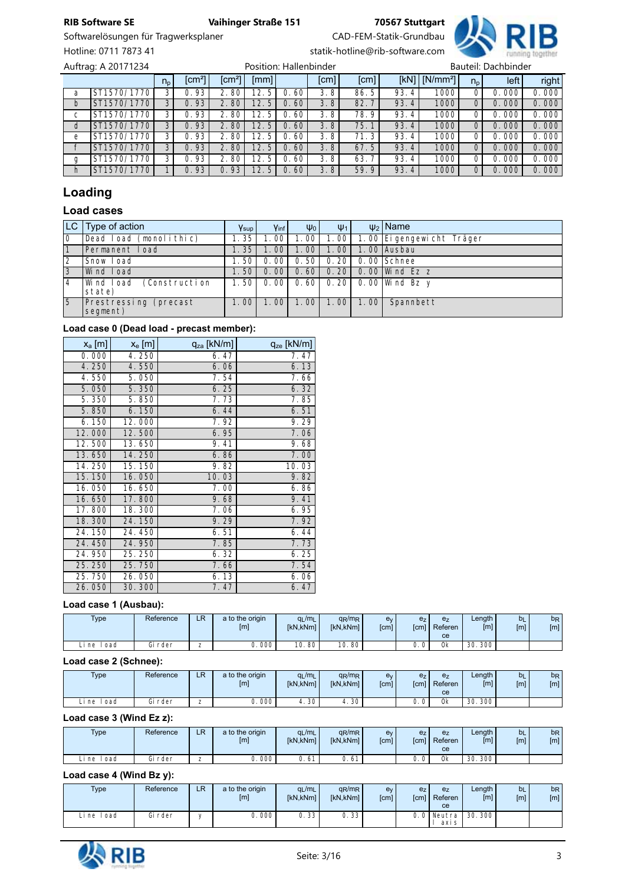Auftrag: A 20171234 | Position: Hallenbinder | Bauteil: Dachbinder

| | | $n_p$ | [cm²] | [cm²] | [mm] | | [cm] | [cm] | [kN] | [N/mm²] | $n_p$ | left | right |
|---|---|---|---|---|---|---|---|---|---|---|---|---|---|
| a | ST1570/1770 | 3 | 0.93 | 2.80 | 12.5 | 0.60 | 3.8 | 86.5 | 93.4 | 1000 | 0 | 0.000 | 0.000 |
| b | ST1570/1770 | 3 | 0.93 | 2.80 | 12.5 | 0.60 | 3.8 | 82.7 | 93.4 | 1000 | 0 | 0.000 | 0.000 |
| c | ST1570/1770 | 3 | 0.93 | 2.80 | 12.5 | 0.60 | 3.8 | 78.9 | 93.4 | 1000 | 0 | 0.000 | 0.000 |
| d | ST1570/1770 | 3 | 0.93 | 2.80 | 12.5 | 0.60 | 3.8 | 75.1 | 93.4 | 1000 | 0 | 0.000 | 0.000 |
| e | ST1570/1770 | 3 | 0.93 | 2.80 | 12.5 | 0.60 | 3.8 | 71.3 | 93.4 | 1000 | 0 | 0.000 | 0.000 |
| f | ST1570/1770 | 3 | 0.93 | 2.80 | 12.5 | 0.60 | 3.8 | 67.5 | 93.4 | 1000 | 0 | 0.000 | 0.000 |
| g | ST1570/1770 | 3 | 0.93 | 2.80 | 12.5 | 0.60 | 3.8 | 63.7 | 93.4 | 1000 | 0 | 0.000 | 0.000 |
| h | ST1570/1770 | 1 | 0.93 | 0.93 | 12.5 | 0.60 | 3.8 | 59.9 | 93.4 | 1000 | 0 | 0.000 | 0.000 |

## Loading

### Load cases

| LC | Type of action | $\gamma_{sup}$ | $\gamma_{inf}$ | $\psi_0$ | $\psi_1$ | $\psi_2$ | Name |
|---|---|---|---|---|---|---|---|
| 0 | Dead load (monolithic) | 1.35 | 1.00 | 1.00 | 1.00 | 1.00 | Eigengewicht Träger |
| 1 | Permanent load | 1.35 | 1.00 | 1.00 | 1.00 | 1.00 | Ausbau |
| 2 | Snow load | 1.50 | 0.00 | 0.50 | 0.20 | 0.00 | Schnee |
| 3 | Wind load | 1.50 | 0.00 | 0.60 | 0.20 | 0.00 | Wind Ez z |
| 4 | Wind load (Construction state) | 1.50 | 0.00 | 0.60 | 0.20 | 0.00 | Wind Bz y |
| 5 | Prestressing (precast segment) | 1.00 | 1.00 | 1.00 | 1.00 | 1.00 | Spannbett |

**Load case 0 (Dead load - precast member):**

| $x_a$ [m] | $x_e$ [m] | $q_{za}$ [kN/m] | $q_{ze}$ [kN/m] |
|---|---|---|---|
| 0.000 | 4.250 | 6.47 | 7.47 |
| 4.250 | 4.550 | 6.06 | 6.13 |
| 4.550 | 5.050 | 7.54 | 7.66 |
| 5.050 | 5.350 | 6.25 | 6.32 |
| 5.350 | 5.850 | 7.73 | 7.85 |
| 5.850 | 6.150 | 6.44 | 6.51 |
| 6.150 | 12.000 | 7.92 | 9.29 |
| 12.000 | 12.500 | 6.95 | 7.06 |
| 12.500 | 13.650 | 9.41 | 9.68 |
| 13.650 | 14.250 | 6.86 | 7.00 |
| 14.250 | 15.150 | 9.82 | 10.03 |
| 15.150 | 16.050 | 10.03 | 9.82 |
| 16.050 | 16.650 | 7.00 | 6.86 |
| 16.650 | 17.800 | 9.68 | 9.41 |
| 17.800 | 18.300 | 7.06 | 6.95 |
| 18.300 | 24.150 | 9.29 | 7.92 |
| 24.150 | 24.450 | 6.51 | 6.44 |
| 24.450 | 24.950 | 7.85 | 7.73 |
| 24.950 | 25.250 | 6.32 | 6.25 |
| 25.250 | 25.750 | 7.66 | 7.54 |
| 25.750 | 26.050 | 6.13 | 6.06 |
| 26.050 | 30.300 | 7.47 | 6.47 |

**Load case 1 (Ausbau):**

| Type | Reference | LR | a to the origin [m] | $q_L/m_L$ [kN,kNm] | $q_R/m_R$ [kN,kNm] | $e_y$ [cm] | $e_z$ [cm] | $e_z$ Reference | Length [m] | $b_L$ [m] | $b_R$ [m] |
|---|---|---|---|---|---|---|---|---|---|---|---|
| Line load | Girder | z | 0.000 | 10.80 | 10.80 | | 0.0 | Ok | 30.300 | | |

**Load case 2 (Schnee):**

| Type | Reference | LR | a to the origin [m] | $q_L/m_L$ [kN,kNm] | $q_R/m_R$ [kN,kNm] | $e_y$ [cm] | $e_z$ [cm] | $e_z$ Reference | Length [m] | $b_L$ [m] | $b_R$ [m] |
|---|---|---|---|---|---|---|---|---|---|---|---|
| Line load | Girder | z | 0.000 | 4.30 | 4.30 | | 0.0 | Ok | 30.300 | | |

**Load case 3 (Wind Ez z):**

| Type | Reference | LR | a to the origin [m] | $q_L/m_L$ [kN,kNm] | $q_R/m_R$ [kN,kNm] | $e_y$ [cm] | $e_z$ [cm] | $e_z$ Reference | Length [m] | $b_L$ [m] | $b_R$ [m] |
|---|---|---|---|---|---|---|---|---|---|---|---|
| Line load | Girder | z | 0.000 | 0.61 | 0.61 | | 0.0 | Ok | 30.300 | | |

**Load case 4 (Wind Bz y):**

| Type | Reference | LR | a to the origin [m] | $q_L/m_L$ [kN,kNm] | $q_R/m_R$ [kN,kNm] | $e_y$ [cm] | $e_z$ [cm] | $e_z$ Reference | Length [m] | $b_L$ [m] | $b_R$ [m] |
|---|---|---|---|---|---|---|---|---|---|---|---|
| Line load | Girder | y | 0.000 | 0.33 | 0.33 | | 0.0 | Neutral axis | 30.300 | | |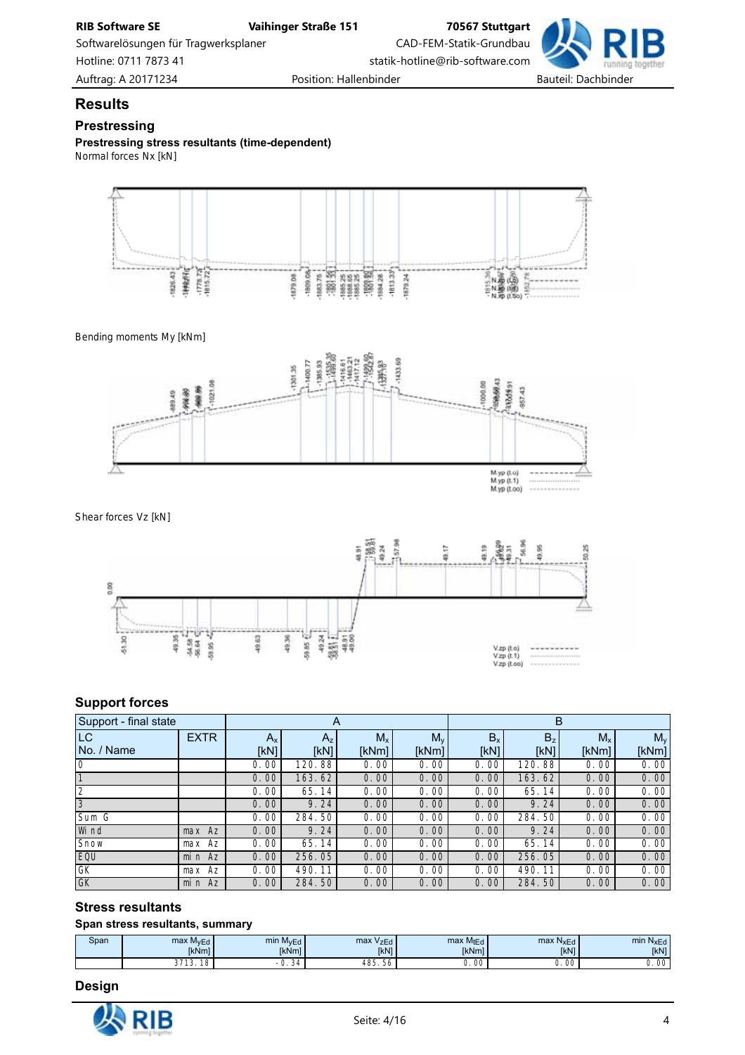## Results

### Prestressing

**Prestressing stress resultants (time-dependent)**

Normal forces Nx [kN]

Bending moments My [kNm]

Shear forces Vz [kN]

### Support forces

| Support - final state | | A | | | | B | | | |
|---|---|---|---|---|---|---|---|---|---|
| LC No. / Name | EXTR | $A_x$ [kN] | $A_z$ [kN] | $M_x$ [kNm] | $M_y$ [kNm] | $B_x$ [kN] | $B_z$ [kN] | $M_x$ [kNm] | $M_y$ [kNm] |
| 0 | | 0.00 | 120.88 | 0.00 | 0.00 | 0.00 | 120.88 | 0.00 | 0.00 |
| 1 | | 0.00 | 163.62 | 0.00 | 0.00 | 0.00 | 163.62 | 0.00 | 0.00 |
| 2 | | 0.00 | 65.14 | 0.00 | 0.00 | 0.00 | 65.14 | 0.00 | 0.00 |
| 3 | | 0.00 | 9.24 | 0.00 | 0.00 | 0.00 | 9.24 | 0.00 | 0.00 |
| Sum G | | 0.00 | 284.50 | 0.00 | 0.00 | 0.00 | 284.50 | 0.00 | 0.00 |
| Wind | max Az | 0.00 | 9.24 | 0.00 | 0.00 | 0.00 | 9.24 | 0.00 | 0.00 |
| Snow | max Az | 0.00 | 65.14 | 0.00 | 0.00 | 0.00 | 65.14 | 0.00 | 0.00 |
| EQU | min Az | 0.00 | 256.05 | 0.00 | 0.00 | 0.00 | 256.05 | 0.00 | 0.00 |
| GK | max Az | 0.00 | 490.11 | 0.00 | 0.00 | 0.00 | 490.11 | 0.00 | 0.00 |
| GK | min Az | 0.00 | 284.50 | 0.00 | 0.00 | 0.00 | 284.50 | 0.00 | 0.00 |

### Stress resultants

**Span stress resultants, summary**

| Span | max $M_{yEd}$ [kNm] | min $M_{yEd}$ [kNm] | max $V_{zEd}$ [kN] | max $M_{tEd}$ [kNm] | max $N_{xEd}$ [kN] | min $N_{xEd}$ [kN] |
|---|---|---|---|---|---|---|
| | 3713.18 | -0.34 | 485.56 | 0.00 | 0.00 | 0.00 |

### Design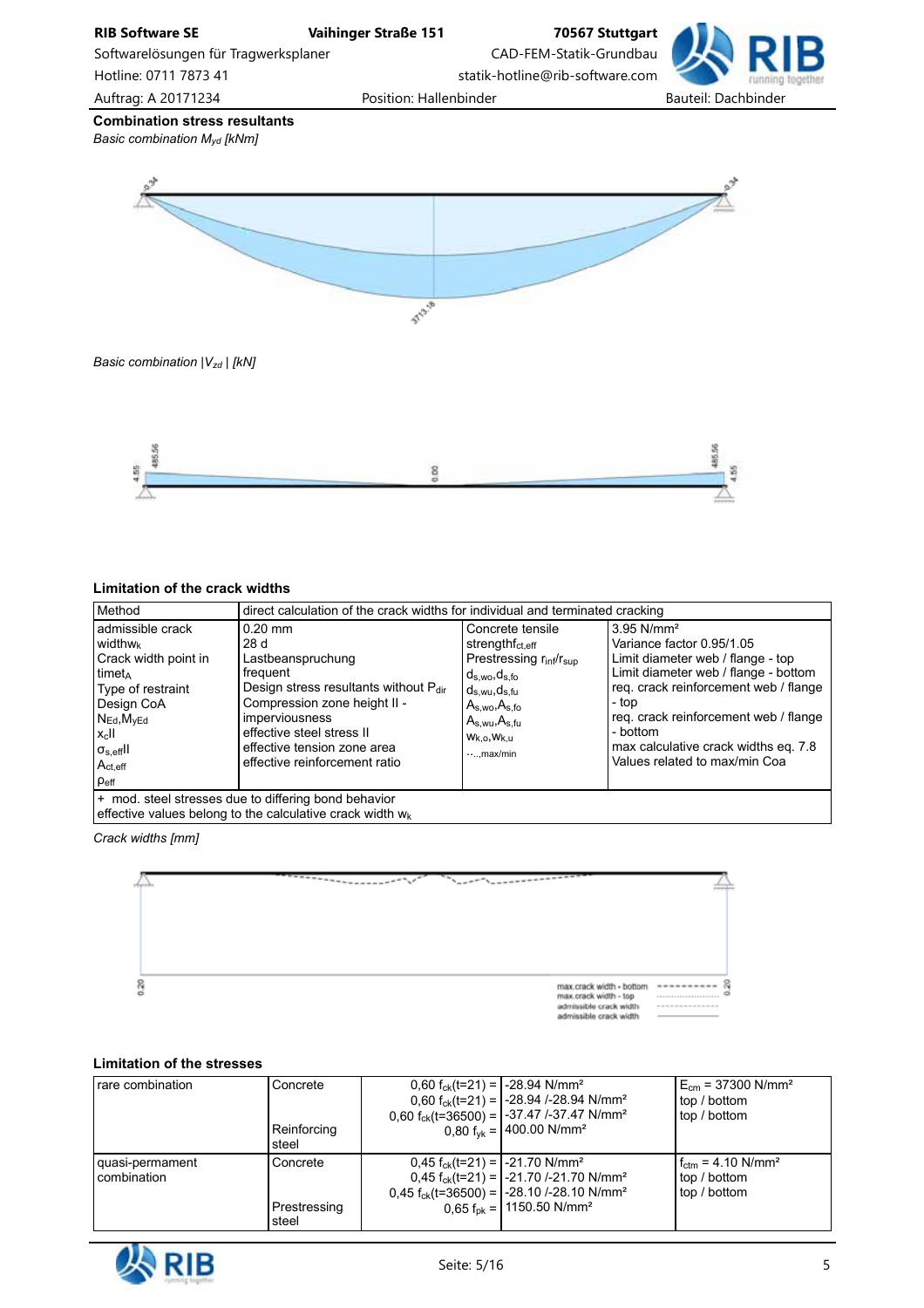## Combination stress resultants

*Basic combination $M_{yd}$ [kNm]*

-0.34 &nbsp;&nbsp; 3713.18 &nbsp;&nbsp; -0.34

*Basic combination $|V_{zd}|$ [kN]*

4.55 &nbsp;&nbsp; 485.56 &nbsp;&nbsp; 0.00 &nbsp;&nbsp; 485.56 &nbsp;&nbsp; 4.55

## Limitation of the crack widths

| Method | direct calculation of the crack widths for individual and terminated cracking | | |
|---|---|---|---|
| admissible crack width$w_k$<br>Crack width point in time$t_A$<br>Type of restraint<br>Design CoA<br>$N_{Ed}$,$M_{yEd}$<br>$x_c$II<br>$\sigma_{s,eff}$II<br>$A_{ct,eff}$<br>$\rho_{eff}$ | 0.20 mm<br>28 d<br>Lastbeanspruchung<br>frequent<br>Design stress resultants without $P_{dir}$<br>Compression zone height II -<br>imperviousness<br>effective steel stress II<br>effective tension zone area<br>effective reinforcement ratio | Concrete tensile strength$f_{ct,eff}$<br>Prestressing $r_{inf}$/$r_{sup}$<br>$d_{s,wo}$,$d_{s,fo}$<br>$d_{s,wu}$,$d_{s,fu}$<br>$A_{s,wo}$,$A_{s,fo}$<br>$A_{s,wu}$,$A_{s,fu}$<br>$w_{k,o}$,$w_{k,u}$<br>...,max/min | 3.95 N/mm²<br>Variance factor 0.95/1.05<br>Limit diameter web / flange - top<br>Limit diameter web / flange - bottom<br>req. crack reinforcement web / flange - top<br>req. crack reinforcement web / flange - bottom<br>max calculative crack widths eq. 7.8<br>Values related to max/min Coa |
| + mod. steel stresses due to differing bond behavior<br>effective values belong to the calculative crack width $w_k$ | | | |

*Crack widths [mm]*

0.20 &nbsp;&nbsp; 0.20

max.crack width - bottom
max.crack width - top
admissible crack width
admissible crack width

## Limitation of the stresses

| rare combination | Concrete<br><br><br>Reinforcing steel | 0,60 $f_{ck}$(t=21) =<br>0,60 $f_{ck}$(t=21) =<br>0,60 $f_{ck}$(t=36500) =<br>0,80 $f_{yk}$ = | -28.94 N/mm²<br>-28.94 /-28.94 N/mm²<br>-37.47 /-37.47 N/mm²<br>400.00 N/mm² | $E_{cm}$ = 37300 N/mm²<br>top / bottom<br>top / bottom |
|---|---|---|---|---|
| quasi-permament combination | Concrete<br><br><br>Prestressing steel | 0,45 $f_{ck}$(t=21) =<br>0,45 $f_{ck}$(t=21) =<br>0,45 $f_{ck}$(t=36500) =<br>0,65 $f_{pk}$ = | -21.70 N/mm²<br>-21.70 /-21.70 N/mm²<br>-28.10 /-28.10 N/mm²<br>1150.50 N/mm² | $f_{ctm}$ = 4.10 N/mm²<br>top / bottom<br>top / bottom |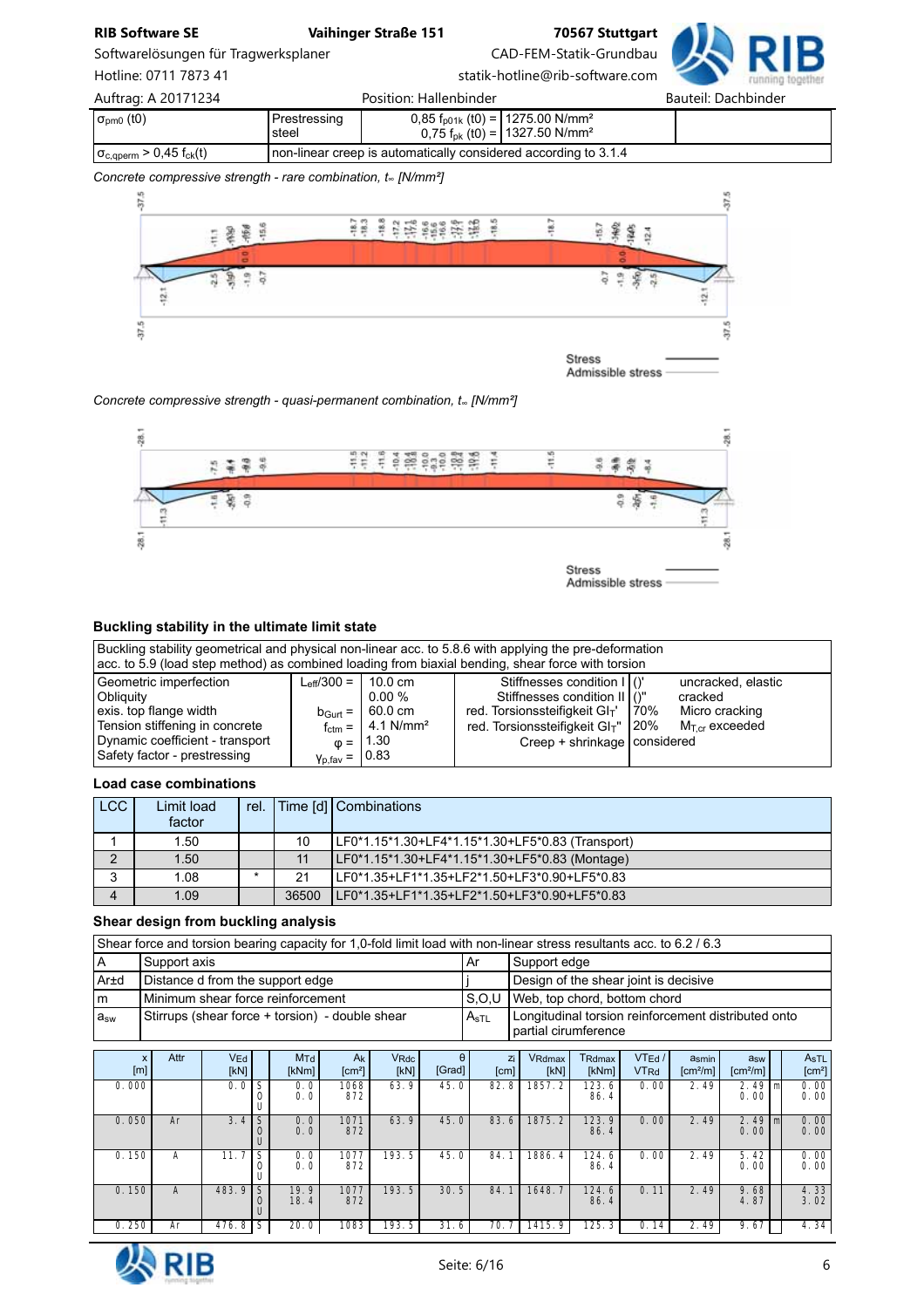| | | | |
|---|---|---|---|
| $\sigma_{pm0}$ (t0) | Prestressing steel | 0,85 $f_{p01k}$ (t0) = <br> 0,75 $f_{pk}$ (t0) = | 1275.00 N/mm² <br> 1327.50 N/mm² |
| $\sigma_{c,qperm}$ > 0,45 $f_{ck}$(t) | non-linear creep is automatically considered according to 3.1.4 | | |

*Concrete compressive strength - rare combination, t∞ [N/mm²]*

Stress
Admissible stress

*Concrete compressive strength - quasi-permanent combination, t∞ [N/mm²]*

Stress
Admissible stress

### Buckling stability in the ultimate limit state

Buckling stability geometrical and physical non-linear acc. to 5.8.6 with applying the pre-deformation acc. to 5.9 (load step method) as combined loading from biaxial bending, shear force with torsion

| | | | | | |
|---|---|---|---|---|---|
| Geometric imperfection | $L_{eff}$/300 = | 10.0 cm | Stiffnesses condition I | ()' | uncracked, elastic |
| Obliquity | | 0.00 % | Stiffnesses condition II | ()" | cracked |
| exis. top flange width | $b_{Gurt}$ = | 60.0 cm | red. Torsionssteifigkeit $GI_T$' | 70% | Micro cracking |
| Tension stiffening in concrete | $f_{ctm}$ = | 4.1 N/mm² | red. Torsionssteifigkeit $GI_T$" | 20% | $M_{T,cr}$ exceeded |
| Dynamic coefficient - transport | $\varphi$ = | 1.30 | Creep + shrinkage | considered | |
| Safety factor - prestressing | $\gamma_{p,fav}$ = | 0.83 | | | |

### Load case combinations

| LCC | Limit load factor | rel. | Time [d] | Combinations |
|---|---|---|---|---|
| 1 | 1.50 | | 10 | LF0*1.15*1.30+LF4*1.15*1.30+LF5*0.83 (Transport) |
| 2 | 1.50 | | 11 | LF0*1.15*1.30+LF4*1.15*1.30+LF5*0.83 (Montage) |
| 3 | 1.08 | * | 21 | LF0*1.35+LF1*1.35+LF2*1.50+LF3*0.90+LF5*0.83 |
| 4 | 1.09 | | 36500 | LF0*1.35+LF1*1.35+LF2*1.50+LF3*0.90+LF5*0.83 |

### Shear design from buckling analysis

Shear force and torsion bearing capacity for 1,0-fold limit load with non-linear stress resultants acc. to 6.2 / 6.3

| | | | |
|---|---|---|---|
| A | Support axis | Ar | Support edge |
| Ar±d | Distance d from the support edge | j | Design of the shear joint is decisive |
| m | Minimum shear force reinforcement | S,O,U | Web, top chord, bottom chord |
| $a_{sw}$ | Stirrups (shear force + torsion) - double shear | $A_{sTL}$ | Longitudinal torsion reinforcement distributed onto partial circumference |

| x [m] | Attr | $V_{Ed}$ [kN] | | $M_{Td}$ [kNm] | $A_k$ [cm²] | $V_{Rdc}$ [kN] | θ [Grad] | $z_i$ [cm] | $V_{Rdmax}$ [kN] | $T_{Rdmax}$ [kNm] | $V_{TEd}$ / $V_{TRd}$ | $a_{smin}$ [cm²/m] | $a_{sw}$ [cm²/m] | | $A_{sTL}$ [cm²] |
|---|---|---|---|---|---|---|---|---|---|---|---|---|---|---|---|
| 0.000 | | 0.0 | S<br>O<br>U | 0.0<br>0.0 | 1068<br>872 | 63.9 | 45.0 | 82.8 | 1857.2 | 123.6<br>86.4 | 0.00 | 2.49 | 2.49<br>0.00 | m | 0.00<br>0.00 |
| 0.050 | Ar | 3.4 | S<br>O<br>U | 0.0<br>0.0 | 1071<br>872 | 63.9 | 45.0 | 83.6 | 1875.2 | 123.9<br>86.4 | 0.00 | 2.49 | 2.49<br>0.00 | m | 0.00<br>0.00 |
| 0.150 | A | 11.7 | S<br>O<br>U | 0.0<br>0.0 | 1077<br>872 | 193.5 | 45.0 | 84.1 | 1886.4 | 124.6<br>86.4 | 0.00 | 2.49 | 5.42<br>0.00 | | 0.00<br>0.00 |
| 0.150 | A | 483.9 | S<br>O<br>U | 19.9<br>18.4 | 1077<br>872 | 193.5 | 30.5 | 84.1 | 1648.7 | 124.6<br>86.4 | 0.11 | 2.49 | 9.68<br>4.87 | | 4.33<br>3.02 |
| 0.250 | Ar | 476.8 | S | 20.0 | 1083 | 193.5 | 31.6 | 70.7 | 1415.9 | 125.3 | 0.14 | 2.49 | 9.67 | | 4.34 |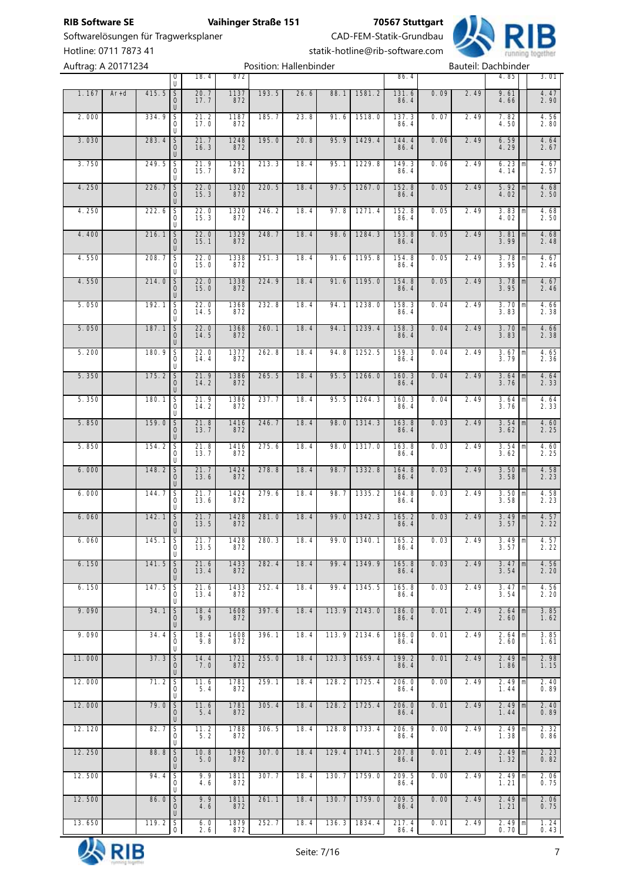Auftrag: A 20171234 Position: Hallenbinder Bauteil: Dachbinder

| | | | | | | | | | | | | | | |
|---|---|---|---|---|---|---|---|---|---|---|---|---|---|---|
| | | | 0<br>U | 18.4 | 872 | | | | | 86.4 | | | 4.85 | 3.01 |
| 1.167 | Ar+d | 415.5 | S<br>0<br>U | 20.7<br>17.7 | 1137<br>872 | 193.5 | 26.6 | 88.1 | 1581.2 | 131.6<br>86.4 | 0.09 | 2.49 | 9.61<br>4.66 | 4.47<br>2.90 |
| 2.000 | | 334.9 | S<br>0<br>U | 21.2<br>17.0 | 1187<br>872 | 185.7 | 23.8 | 91.6 | 1518.0 | 137.3<br>86.4 | 0.07 | 2.49 | 7.82<br>4.50 | 4.56<br>2.80 |
| 3.030 | | 283.4 | S<br>0<br>U | 21.7<br>16.3 | 1248<br>872 | 195.0 | 20.8 | 95.9 | 1429.4 | 144.4<br>86.4 | 0.06 | 2.49 | 6.59<br>4.29 | 4.64<br>2.67 |
| 3.750 | | 249.5 | S<br>0<br>U | 21.9<br>15.7 | 1291<br>872 | 213.3 | 18.4 | 95.1 | 1229.8 | 149.3<br>86.4 | 0.06 | 2.49 | 6.23 m<br>4.14 | 4.67<br>2.57 |
| 4.250 | | 226.7 | S<br>0<br>U | 22.0<br>15.3 | 1320<br>872 | 220.5 | 18.4 | 97.5 | 1267.0 | 152.8<br>86.4 | 0.05 | 2.49 | 5.92 m<br>4.02 | 4.68<br>2.50 |
| 4.250 | | 222.6 | S<br>0<br>U | 22.0<br>15.3 | 1320<br>872 | 246.2 | 18.4 | 97.8 | 1271.4 | 152.8<br>86.4 | 0.05 | 2.49 | 3.83 m<br>4.02 | 4.68<br>2.50 |
| 4.400 | | 216.1 | S<br>0<br>U | 22.0<br>15.1 | 1329<br>872 | 248.7 | 18.4 | 98.6 | 1284.3 | 153.8<br>86.4 | 0.05 | 2.49 | 3.81 m<br>3.99 | 4.68<br>2.48 |
| 4.550 | | 208.7 | S<br>0<br>U | 22.0<br>15.0 | 1338<br>872 | 251.3 | 18.4 | 91.6 | 1195.8 | 154.8<br>86.4 | 0.05 | 2.49 | 3.78 m<br>3.95 | 4.67<br>2.46 |
| 4.550 | | 214.0 | S<br>0<br>U | 22.0<br>15.0 | 1338<br>872 | 224.9 | 18.4 | 91.6 | 1195.0 | 154.8<br>86.4 | 0.05 | 2.49 | 3.78 m<br>3.95 | 4.67<br>2.46 |
| 5.050 | | 192.1 | S<br>0<br>U | 22.0<br>14.5 | 1368<br>872 | 232.8 | 18.4 | 94.1 | 1238.0 | 158.3<br>86.4 | 0.04 | 2.49 | 3.70 m<br>3.83 | 4.66<br>2.38 |
| 5.050 | | 187.1 | S<br>0<br>U | 22.0<br>14.5 | 1368<br>872 | 260.1 | 18.4 | 94.1 | 1239.4 | 158.3<br>86.4 | 0.04 | 2.49 | 3.70 m<br>3.83 | 4.66<br>2.38 |
| 5.200 | | 180.9 | S<br>0<br>U | 22.0<br>14.4 | 1377<br>872 | 262.8 | 18.4 | 94.8 | 1252.5 | 159.3<br>86.4 | 0.04 | 2.49 | 3.67 m<br>3.79 | 4.65<br>2.36 |
| 5.350 | | 175.2 | S<br>0<br>U | 21.9<br>14.2 | 1386<br>872 | 265.5 | 18.4 | 95.5 | 1266.0 | 160.3<br>86.4 | 0.04 | 2.49 | 3.64 m<br>3.76 | 4.64<br>2.33 |
| 5.350 | | 180.1 | S<br>0<br>U | 21.9<br>14.2 | 1386<br>872 | 237.7 | 18.4 | 95.5 | 1264.3 | 160.3<br>86.4 | 0.04 | 2.49 | 3.64 m<br>3.76 | 4.64<br>2.33 |
| 5.850 | | 159.0 | S<br>0<br>U | 21.8<br>13.7 | 1416<br>872 | 246.7 | 18.4 | 98.0 | 1314.3 | 163.8<br>86.4 | 0.03 | 2.49 | 3.54 m<br>3.62 | 4.60<br>2.25 |
| 5.850 | | 154.2 | S<br>0<br>U | 21.8<br>13.7 | 1416<br>872 | 275.6 | 18.4 | 98.0 | 1317.0 | 163.8<br>86.4 | 0.03 | 2.49 | 3.54 m<br>3.62 | 4.60<br>2.25 |
| 6.000 | | 148.2 | S<br>0<br>U | 21.7<br>13.6 | 1424<br>872 | 278.8 | 18.4 | 98.7 | 1332.8 | 164.8<br>86.4 | 0.03 | 2.49 | 3.50 m<br>3.58 | 4.58<br>2.23 |
| 6.000 | | 144.7 | S<br>0<br>U | 21.7<br>13.6 | 1424<br>872 | 279.6 | 18.4 | 98.7 | 1335.2 | 164.8<br>86.4 | 0.03 | 2.49 | 3.50 m<br>3.58 | 4.58<br>2.23 |
| 6.060 | | 142.1 | S<br>0<br>U | 21.7<br>13.5 | 1428<br>872 | 281.0 | 18.4 | 99.0 | 1342.3 | 165.2<br>86.4 | 0.03 | 2.49 | 3.49 m<br>3.57 | 4.57<br>2.22 |
| 6.060 | | 145.1 | S<br>0<br>U | 21.7<br>13.5 | 1428<br>872 | 280.3 | 18.4 | 99.0 | 1340.1 | 165.2<br>86.4 | 0.03 | 2.49 | 3.49 m<br>3.57 | 4.57<br>2.22 |
| 6.150 | | 141.5 | S<br>0<br>U | 21.6<br>13.4 | 1433<br>872 | 282.4 | 18.4 | 99.4 | 1349.9 | 165.8<br>86.4 | 0.03 | 2.49 | 3.47 m<br>3.54 | 4.56<br>2.20 |
| 6.150 | | 147.5 | S<br>0<br>U | 21.6<br>13.4 | 1433<br>872 | 252.4 | 18.4 | 99.4 | 1345.5 | 165.8<br>86.4 | 0.03 | 2.49 | 3.47 m<br>3.54 | 4.56<br>2.20 |
| 9.090 | | 34.1 | S<br>0<br>U | 18.4<br>9.9 | 1608<br>872 | 397.6 | 18.4 | 113.9 | 2143.0 | 186.0<br>86.4 | 0.01 | 2.49 | 2.64 m<br>2.60 | 3.85<br>1.62 |
| 9.090 | | 34.4 | S<br>0<br>U | 18.4<br>9.8 | 1608<br>872 | 396.1 | 18.4 | 113.9 | 2134.6 | 186.0<br>86.4 | 0.01 | 2.49 | 2.64 m<br>2.60 | 3.85<br>1.61 |
| 11.000 | | 37.3 | S<br>0<br>U | 14.4<br>7.0 | 1721<br>872 | 255.0 | 18.4 | 123.3 | 1659.4 | 199.2<br>86.4 | 0.01 | 2.49 | 2.49 m<br>1.86 | 2.98<br>1.15 |
| 12.000 | | 71.2 | S<br>0<br>U | 11.6<br>5.4 | 1781<br>872 | 259.1 | 18.4 | 128.2 | 1725.4 | 206.0<br>86.4 | 0.00 | 2.49 | 2.49 m<br>1.44 | 2.40<br>0.89 |
| 12.000 | | 79.0 | S<br>0<br>U | 11.6<br>5.4 | 1781<br>872 | 305.4 | 18.4 | 128.2 | 1725.4 | 206.0<br>86.4 | 0.01 | 2.49 | 2.49 m<br>1.44 | 2.40<br>0.89 |
| 12.120 | | 82.7 | S<br>0<br>U | 11.2<br>5.2 | 1788<br>872 | 306.5 | 18.4 | 128.8 | 1733.4 | 206.9<br>86.4 | 0.00 | 2.49 | 2.49 m<br>1.38 | 2.32<br>0.86 |
| 12.250 | | 88.8 | S<br>0<br>U | 10.8<br>5.0 | 1796<br>872 | 307.0 | 18.4 | 129.4 | 1741.5 | 207.8<br>86.4 | 0.01 | 2.49 | 2.49 m<br>1.32 | 2.23<br>0.82 |
| 12.500 | | 94.4 | S<br>0<br>U | 9.9<br>4.6 | 1811<br>872 | 307.7 | 18.4 | 130.7 | 1759.0 | 209.5<br>86.4 | 0.00 | 2.49 | 2.49 m<br>1.21 | 2.06<br>0.75 |
| 12.500 | | 86.0 | S<br>0<br>U | 9.9<br>4.6 | 1811<br>872 | 261.1 | 18.4 | 130.7 | 1759.0 | 209.5<br>86.4 | 0.00 | 2.49 | 2.49 m<br>1.21 | 2.06<br>0.75 |
| 13.650 | | 119.2 | S<br>0 | 6.0<br>2.6 | 1879<br>872 | 252.7 | 18.4 | 136.3 | 1834.4 | 217.4<br>86.4 | 0.01 | 2.49 | 2.49 m<br>0.70 | 1.24<br>0.43 |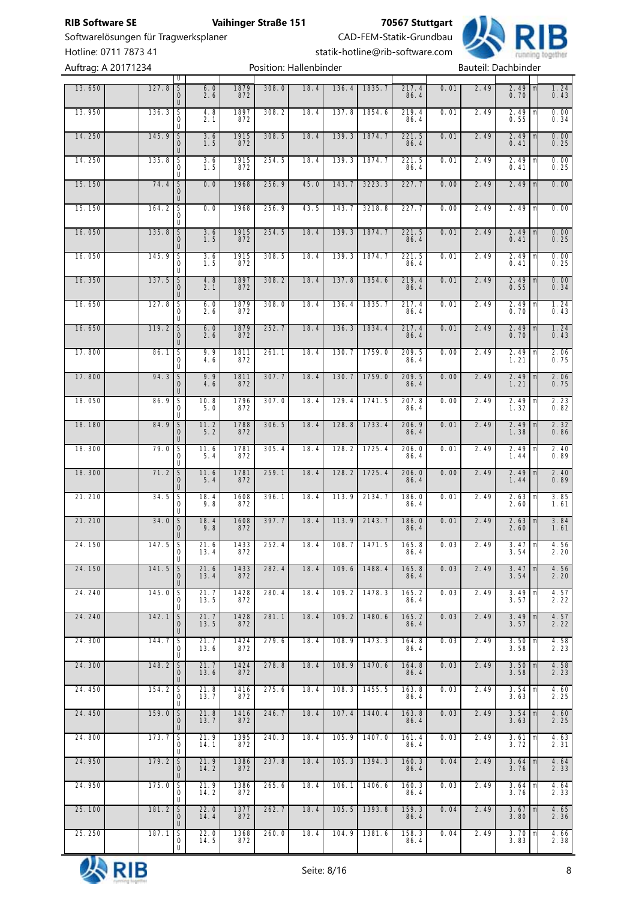| | | | | | | | | | | | | | | | |
|---|---|---|---|---|---|---|---|---|---|---|---|---|---|---|---|
| 13.650 | | 127.8 | S O U | 6.0 2.6 | 1879 872 | 308.0 | 18.4 | 136.4 | 1835.7 | 217.4 86.4 | 0.01 | 2.49 | 2.49 0.70 | m | 1.24 0.43 |
| 13.950 | | 136.3 | S O U | 4.8 2.1 | 1897 872 | 308.2 | 18.4 | 137.8 | 1854.6 | 219.4 86.4 | 0.01 | 2.49 | 2.49 0.55 | m | 0.00 0.34 |
| 14.250 | | 145.9 | S O U | 3.6 1.5 | 1915 872 | 308.5 | 18.4 | 139.3 | 1874.7 | 221.5 86.4 | 0.01 | 2.49 | 2.49 0.41 | m | 0.00 0.25 |
| 14.250 | | 135.8 | S O U | 3.6 1.5 | 1915 872 | 254.5 | 18.4 | 139.3 | 1874.7 | 221.5 86.4 | 0.01 | 2.49 | 2.49 0.41 | m | 0.00 0.25 |
| 15.150 | | 74.4 | S O U | 0.0 | 1968 | 256.9 | 45.0 | 143.7 | 3223.3 | 227.7 | 0.00 | 2.49 | 2.49 | m | 0.00 |
| 15.150 | | 164.2 | S O U | 0.0 | 1968 | 256.9 | 43.5 | 143.7 | 3218.8 | 227.7 | 0.00 | 2.49 | 2.49 | m | 0.00 |
| 16.050 | | 135.8 | S O U | 3.6 1.5 | 1915 872 | 254.5 | 18.4 | 139.3 | 1874.7 | 221.5 86.4 | 0.01 | 2.49 | 2.49 0.41 | m | 0.00 0.25 |
| 16.050 | | 145.9 | S O U | 3.6 1.5 | 1915 872 | 308.5 | 18.4 | 139.3 | 1874.7 | 221.5 86.4 | 0.01 | 2.49 | 2.49 0.41 | m | 0.00 0.25 |
| 16.350 | | 137.5 | S O U | 4.8 2.1 | 1897 872 | 308.2 | 18.4 | 137.8 | 1854.6 | 219.4 86.4 | 0.01 | 2.49 | 2.49 0.55 | m | 0.00 0.34 |
| 16.650 | | 127.8 | S O U | 6.0 2.6 | 1879 872 | 308.0 | 18.4 | 136.4 | 1835.7 | 217.4 86.4 | 0.01 | 2.49 | 2.49 0.70 | m | 1.24 0.43 |
| 16.650 | | 119.2 | S O U | 6.0 2.6 | 1879 872 | 252.7 | 18.4 | 136.3 | 1834.4 | 217.4 86.4 | 0.01 | 2.49 | 2.49 0.70 | m | 1.24 0.43 |
| 17.800 | | 86.1 | S O U | 9.9 4.6 | 1811 872 | 261.1 | 18.4 | 130.7 | 1759.0 | 209.5 86.4 | 0.00 | 2.49 | 2.49 1.21 | m | 2.06 0.75 |
| 17.800 | | 94.3 | S O U | 9.9 4.6 | 1811 872 | 307.7 | 18.4 | 130.7 | 1759.0 | 209.5 86.4 | 0.00 | 2.49 | 2.49 1.21 | m | 2.06 0.75 |
| 18.050 | | 86.9 | S O U | 10.8 5.0 | 1796 872 | 307.0 | 18.4 | 129.4 | 1741.5 | 207.8 86.4 | 0.00 | 2.49 | 2.49 1.32 | m | 2.23 0.82 |
| 18.180 | | 84.9 | S O U | 11.2 5.2 | 1788 872 | 306.5 | 18.4 | 128.8 | 1733.4 | 206.9 86.4 | 0.01 | 2.49 | 2.49 1.38 | m | 2.32 0.86 |
| 18.300 | | 79.0 | S O U | 11.6 5.4 | 1781 872 | 305.4 | 18.4 | 128.2 | 1725.4 | 206.0 86.4 | 0.01 | 2.49 | 2.49 1.44 | m | 2.40 0.89 |
| 18.300 | | 71.2 | S O U | 11.6 5.4 | 1781 872 | 259.1 | 18.4 | 128.2 | 1725.4 | 206.0 86.4 | 0.00 | 2.49 | 2.49 1.44 | m | 2.40 0.89 |
| 21.210 | | 34.5 | S O U | 18.4 9.8 | 1608 872 | 396.1 | 18.4 | 113.9 | 2134.7 | 186.0 86.4 | 0.01 | 2.49 | 2.63 2.60 | m | 3.85 1.61 |
| 21.210 | | 34.0 | S O U | 18.4 9.8 | 1608 872 | 397.7 | 18.4 | 113.9 | 2143.7 | 186.0 86.4 | 0.01 | 2.49 | 2.63 2.60 | m | 3.84 1.61 |
| 24.150 | | 147.5 | S O U | 21.6 13.4 | 1433 872 | 252.4 | 18.4 | 108.7 | 1471.5 | 165.8 86.4 | 0.03 | 2.49 | 3.47 3.54 | m | 4.56 2.20 |
| 24.150 | | 141.5 | S O U | 21.6 13.4 | 1433 872 | 282.4 | 18.4 | 109.6 | 1488.4 | 165.8 86.4 | 0.03 | 2.49 | 3.47 3.54 | m | 4.56 2.20 |
| 24.240 | | 145.0 | S O U | 21.7 13.5 | 1428 872 | 280.4 | 18.4 | 109.2 | 1478.3 | 165.2 86.4 | 0.03 | 2.49 | 3.49 3.57 | m | 4.57 2.22 |
| 24.240 | | 142.1 | S O U | 21.7 13.5 | 1428 872 | 281.1 | 18.4 | 109.2 | 1480.6 | 165.2 86.4 | 0.03 | 2.49 | 3.49 3.57 | m | 4.57 2.22 |
| 24.300 | | 144.7 | S O U | 21.7 13.6 | 1424 872 | 279.6 | 18.4 | 108.9 | 1473.3 | 164.8 86.4 | 0.03 | 2.49 | 3.50 3.58 | m | 4.58 2.23 |
| 24.300 | | 148.2 | S O U | 21.7 13.6 | 1424 872 | 278.8 | 18.4 | 108.9 | 1470.6 | 164.8 86.4 | 0.03 | 2.49 | 3.50 3.58 | m | 4.58 2.23 |
| 24.450 | | 154.2 | S O U | 21.8 13.7 | 1416 872 | 275.6 | 18.4 | 108.3 | 1455.5 | 163.8 86.4 | 0.03 | 2.49 | 3.54 3.63 | m | 4.60 2.25 |
| 24.450 | | 159.0 | S O U | 21.8 13.7 | 1416 872 | 246.7 | 18.4 | 107.4 | 1440.4 | 163.8 86.4 | 0.03 | 2.49 | 3.54 3.63 | m | 4.60 2.25 |
| 24.800 | | 173.7 | S O U | 21.9 14.1 | 1395 872 | 240.3 | 18.4 | 105.9 | 1407.0 | 161.4 86.4 | 0.03 | 2.49 | 3.61 3.72 | m | 4.63 2.31 |
| 24.950 | | 179.2 | S O U | 21.9 14.2 | 1386 872 | 237.8 | 18.4 | 105.3 | 1394.3 | 160.3 86.4 | 0.04 | 2.49 | 3.64 3.76 | m | 4.64 2.33 |
| 24.950 | | 175.0 | S O U | 21.9 14.2 | 1386 872 | 265.6 | 18.4 | 106.1 | 1406.6 | 160.3 86.4 | 0.03 | 2.49 | 3.64 3.76 | m | 4.64 2.33 |
| 25.100 | | 181.2 | S O U | 22.0 14.4 | 1377 872 | 262.7 | 18.4 | 105.5 | 1393.8 | 159.3 86.4 | 0.04 | 2.49 | 3.67 3.80 | m | 4.65 2.36 |
| 25.250 | | 187.1 | S O U | 22.0 14.5 | 1368 872 | 260.0 | 18.4 | 104.9 | 1381.6 | 158.3 86.4 | 0.04 | 2.49 | 3.70 3.83 | m | 4.66 2.38 |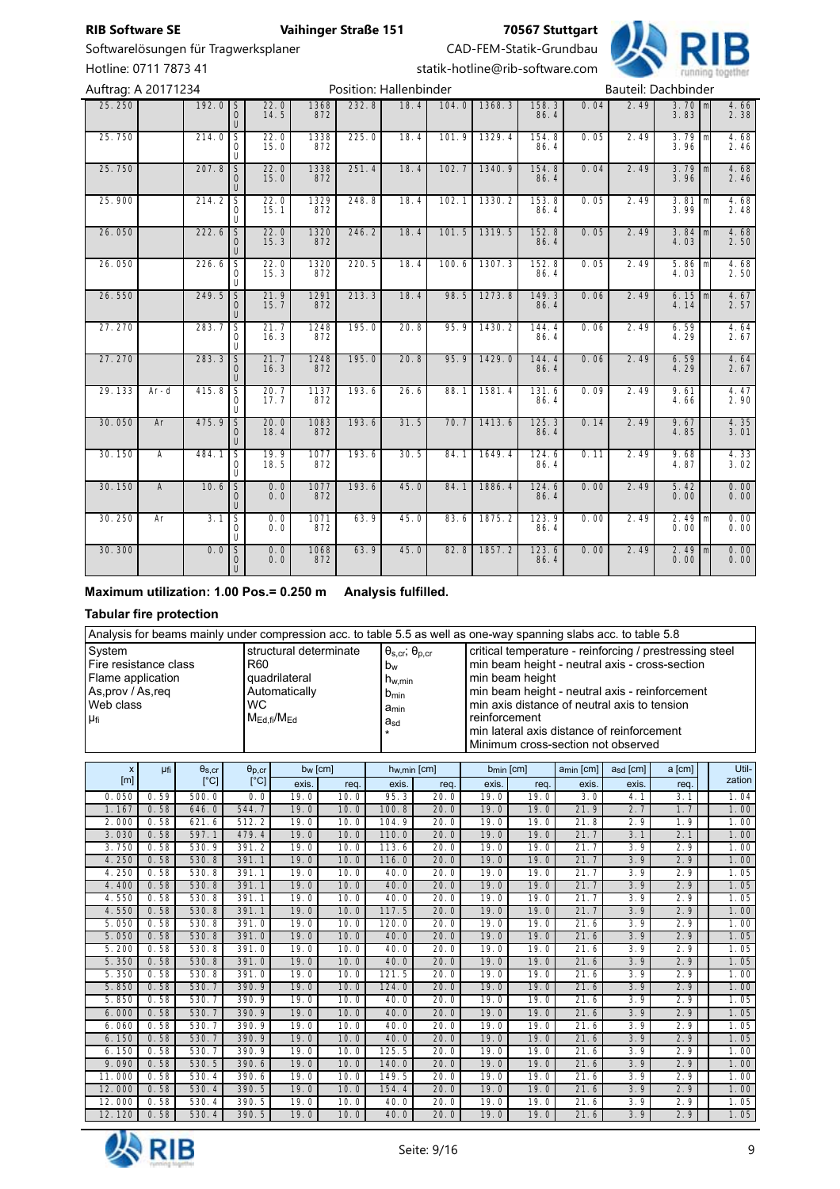| | | | | | | | | | | | | | | | | |
|---|---|---|---|---|---|---|---|---|---|---|---|---|---|---|---|---|
| 25.250 | | 192.0 | S O U | 22.0 14.5 | 1368 872 | 232.8 | 18.4 | 104.0 | 1368.3 | 158.3 86.4 | 0.04 | 2.49 | 3.70 3.83 | m | 4.66 2.38 |
| 25.750 | | 214.0 | S O U | 22.0 15.0 | 1338 872 | 225.0 | 18.4 | 101.9 | 1329.4 | 154.8 86.4 | 0.05 | 2.49 | 3.79 3.96 | m | 4.68 2.46 |
| 25.750 | | 207.8 | S O U | 22.0 15.0 | 1338 872 | 251.4 | 18.4 | 102.7 | 1340.9 | 154.8 86.4 | 0.04 | 2.49 | 3.79 3.96 | m | 4.68 2.46 |
| 25.900 | | 214.2 | S O U | 22.0 15.1 | 1329 872 | 248.8 | 18.4 | 102.1 | 1330.2 | 153.8 86.4 | 0.05 | 2.49 | 3.81 3.99 | m | 4.68 2.48 |
| 26.050 | | 222.6 | S O U | 22.0 15.3 | 1320 872 | 246.2 | 18.4 | 101.5 | 1319.5 | 152.8 86.4 | 0.05 | 2.49 | 3.84 4.03 | m | 4.68 2.50 |
| 26.050 | | 226.6 | S O U | 22.0 15.3 | 1320 872 | 220.5 | 18.4 | 100.6 | 1307.3 | 152.8 86.4 | 0.05 | 2.49 | 5.86 4.03 | m | 4.68 2.50 |
| 26.550 | | 249.5 | S O U | 21.9 15.7 | 1291 872 | 213.3 | 18.4 | 98.5 | 1273.8 | 149.3 86.4 | 0.06 | 2.49 | 6.15 4.14 | m | 4.67 2.57 |
| 27.270 | | 283.7 | S O U | 21.7 16.3 | 1248 872 | 195.0 | 20.8 | 95.9 | 1430.2 | 144.4 86.4 | 0.06 | 2.49 | 6.59 4.29 | | 4.64 2.67 |
| 27.270 | | 283.3 | S O U | 21.7 16.3 | 1248 872 | 195.0 | 20.8 | 95.9 | 1429.0 | 144.4 86.4 | 0.06 | 2.49 | 6.59 4.29 | | 4.64 2.67 |
| 29.133 | Ar-d | 415.8 | S O U | 20.7 17.7 | 1137 872 | 193.6 | 26.6 | 88.1 | 1581.4 | 131.6 86.4 | 0.09 | 2.49 | 9.61 4.66 | | 4.47 2.90 |
| 30.050 | Ar | 475.9 | S O U | 20.0 18.4 | 1083 872 | 193.6 | 31.5 | 70.7 | 1413.6 | 125.3 86.4 | 0.14 | 2.49 | 9.67 4.85 | | 4.35 3.01 |
| 30.150 | A | 484.1 | S O U | 19.9 18.5 | 1077 872 | 193.6 | 30.5 | 84.1 | 1649.4 | 124.6 86.4 | 0.11 | 2.49 | 9.68 4.87 | | 4.33 3.02 |
| 30.150 | A | 10.6 | S O U | 0.0 0.0 | 1077 872 | 193.6 | 45.0 | 84.1 | 1886.4 | 124.6 86.4 | 0.00 | 2.49 | 5.42 0.00 | | 0.00 0.00 |
| 30.250 | Ar | 3.1 | S O U | 0.0 0.0 | 1071 872 | 63.9 | 45.0 | 83.6 | 1875.2 | 123.9 86.4 | 0.00 | 2.49 | 2.49 0.00 | m | 0.00 0.00 |
| 30.300 | | 0.0 | S O U | 0.0 0.0 | 1068 872 | 63.9 | 45.0 | 82.8 | 1857.2 | 123.6 86.4 | 0.00 | 2.49 | 2.49 0.00 | m | 0.00 0.00 |

**Maximum utilization: 1.00 Pos.= 0.250 m    Analysis fulfilled.**

**Tabular fire protection**

| Analysis for beams mainly under compression acc. to table 5.5 as well as one-way spanning slabs acc. to table 5.8 | | | |
|---|---|---|---|
| System | structural determinate | $\theta_{s,cr}$; $\theta_{p,cr}$ | critical temperature - reinforcing / prestressing steel |
| Fire resistance class | R60 | $b_w$ | min beam height - neutral axis - cross-section |
| Flame application | quadrilateral | $h_{w,min}$ | min beam height |
| As,prov / As,req | Automatically | $b_{min}$ | min beam height - neutral axis - reinforcement |
| Web class | WC | $a_{min}$ | min axis distance of neutral axis to tension reinforcement |
| $\mu_{fi}$ | $M_{Ed,fi}/M_{Ed}$ | $a_{sd}$ | min lateral axis distance of reinforcement |
| | | * | Minimum cross-section not observed |

| x [m] | μfi | $\theta_{s,cr}$ [°C] | $\theta_{p,cr}$ [°C] | $b_w$ [cm] | | $h_{w,min}$ [cm] | | $b_{min}$ [cm] | | $a_{min}$ [cm] | $a_{sd}$ [cm] | a [cm] | Utilization |
|---|---|---|---|---|---|---|---|---|---|---|---|---|---|
| | | | | exis. | req. | exis. | req. | exis. | req. | exis. | exis. | req. | |
| 0.050 | 0.59 | 500.0 | 0.0 | 19.0 | 10.0 | 95.3 | 20.0 | 19.0 | 19.0 | 3.0 | 4.1 | 3.1 | 1.04 |
| 1.167 | 0.58 | 646.0 | 544.7 | 19.0 | 10.0 | 100.8 | 20.0 | 19.0 | 19.0 | 21.9 | 2.7 | 1.7 | 1.00 |
| 2.000 | 0.58 | 621.6 | 512.2 | 19.0 | 10.0 | 104.9 | 20.0 | 19.0 | 19.0 | 21.8 | 2.9 | 1.9 | 1.00 |
| 3.030 | 0.58 | 597.1 | 479.4 | 19.0 | 10.0 | 110.0 | 20.0 | 19.0 | 19.0 | 21.7 | 3.1 | 2.1 | 1.00 |
| 3.750 | 0.58 | 530.9 | 391.2 | 19.0 | 10.0 | 113.6 | 20.0 | 19.0 | 19.0 | 21.7 | 3.9 | 2.9 | 1.00 |
| 4.250 | 0.58 | 530.8 | 391.1 | 19.0 | 10.0 | 116.0 | 20.0 | 19.0 | 19.0 | 21.7 | 3.9 | 2.9 | 1.00 |
| 4.250 | 0.58 | 530.8 | 391.1 | 19.0 | 10.0 | 40.0 | 20.0 | 19.0 | 19.0 | 21.7 | 3.9 | 2.9 | 1.05 |
| 4.400 | 0.58 | 530.8 | 391.1 | 19.0 | 10.0 | 40.0 | 20.0 | 19.0 | 19.0 | 21.7 | 3.9 | 2.9 | 1.05 |
| 4.550 | 0.58 | 530.8 | 391.1 | 19.0 | 10.0 | 40.0 | 20.0 | 19.0 | 19.0 | 21.7 | 3.9 | 2.9 | 1.05 |
| 4.550 | 0.58 | 530.8 | 391.1 | 19.0 | 10.0 | 117.5 | 20.0 | 19.0 | 19.0 | 21.7 | 3.9 | 2.9 | 1.00 |
| 5.050 | 0.58 | 530.8 | 391.0 | 19.0 | 10.0 | 120.0 | 20.0 | 19.0 | 19.0 | 21.6 | 3.9 | 2.9 | 1.00 |
| 5.050 | 0.58 | 530.8 | 391.0 | 19.0 | 10.0 | 40.0 | 20.0 | 19.0 | 19.0 | 21.6 | 3.9 | 2.9 | 1.05 |
| 5.200 | 0.58 | 530.8 | 391.0 | 19.0 | 10.0 | 40.0 | 20.0 | 19.0 | 19.0 | 21.6 | 3.9 | 2.9 | 1.05 |
| 5.350 | 0.58 | 530.8 | 391.0 | 19.0 | 10.0 | 40.0 | 20.0 | 19.0 | 19.0 | 21.6 | 3.9 | 2.9 | 1.05 |
| 5.350 | 0.58 | 530.8 | 391.0 | 19.0 | 10.0 | 121.5 | 20.0 | 19.0 | 19.0 | 21.6 | 3.9 | 2.9 | 1.00 |
| 5.850 | 0.58 | 530.7 | 390.9 | 19.0 | 10.0 | 124.0 | 20.0 | 19.0 | 19.0 | 21.6 | 3.9 | 2.9 | 1.00 |
| 5.850 | 0.58 | 530.7 | 390.9 | 19.0 | 10.0 | 40.0 | 20.0 | 19.0 | 19.0 | 21.6 | 3.9 | 2.9 | 1.05 |
| 6.000 | 0.58 | 530.7 | 390.9 | 19.0 | 10.0 | 40.0 | 20.0 | 19.0 | 19.0 | 21.6 | 3.9 | 2.9 | 1.05 |
| 6.060 | 0.58 | 530.7 | 390.9 | 19.0 | 10.0 | 40.0 | 20.0 | 19.0 | 19.0 | 21.6 | 3.9 | 2.9 | 1.05 |
| 6.150 | 0.58 | 530.7 | 390.9 | 19.0 | 10.0 | 40.0 | 20.0 | 19.0 | 19.0 | 21.6 | 3.9 | 2.9 | 1.05 |
| 6.150 | 0.58 | 530.7 | 390.9 | 19.0 | 10.0 | 125.5 | 20.0 | 19.0 | 19.0 | 21.6 | 3.9 | 2.9 | 1.00 |
| 9.090 | 0.58 | 530.5 | 390.6 | 19.0 | 10.0 | 140.0 | 20.0 | 19.0 | 19.0 | 21.6 | 3.9 | 2.9 | 1.00 |
| 11.000 | 0.58 | 530.4 | 390.6 | 19.0 | 10.0 | 149.5 | 20.0 | 19.0 | 19.0 | 21.6 | 3.9 | 2.9 | 1.00 |
| 12.000 | 0.58 | 530.4 | 390.5 | 19.0 | 10.0 | 154.4 | 20.0 | 19.0 | 19.0 | 21.6 | 3.9 | 2.9 | 1.00 |
| 12.000 | 0.58 | 530.4 | 390.5 | 19.0 | 10.0 | 40.0 | 20.0 | 19.0 | 19.0 | 21.6 | 3.9 | 2.9 | 1.05 |
| 12.120 | 0.58 | 530.4 | 390.5 | 19.0 | 10.0 | 40.0 | 20.0 | 19.0 | 19.0 | 21.6 | 3.9 | 2.9 | 1.05 |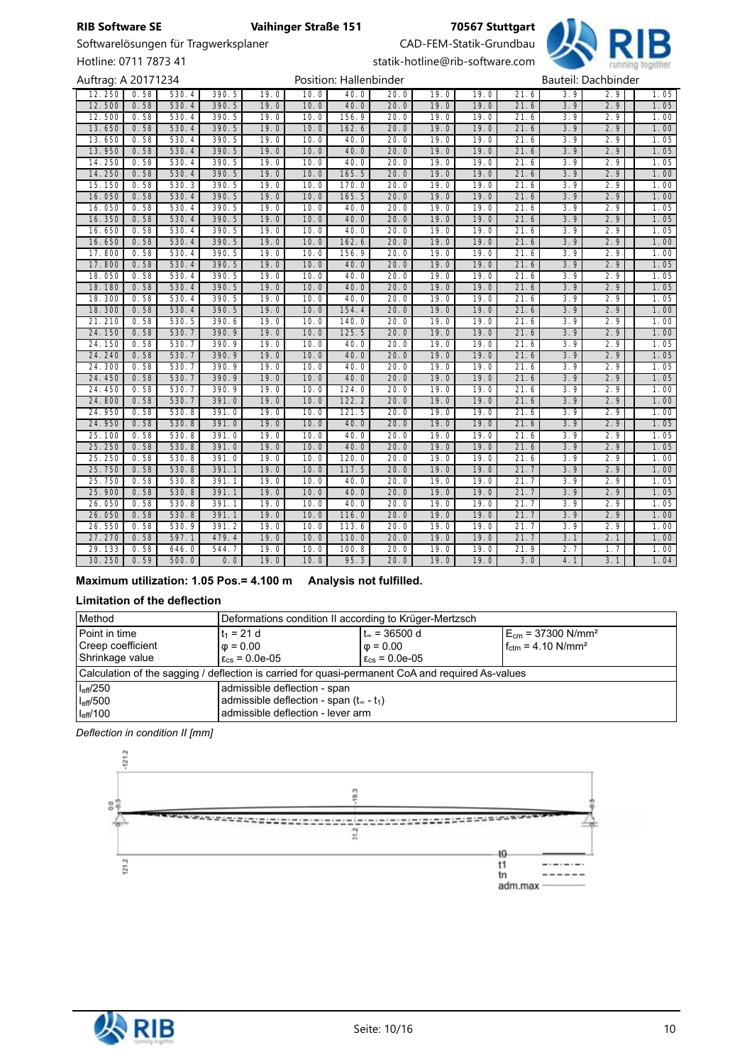| | | | | | | | | | | | | | |
|---|---|---|---|---|---|---|---|---|---|---|---|---|---|
| 12.250 | 0.58 | 530.4 | 390.5 | 19.0 | 10.0 | 40.0 | 20.0 | 19.0 | 19.0 | 21.6 | 3.9 | 2.9 | 1.05 |
| 12.500 | 0.58 | 530.4 | 390.5 | 19.0 | 10.0 | 40.0 | 20.0 | 19.0 | 19.0 | 21.6 | 3.9 | 2.9 | 1.05 |
| 12.500 | 0.58 | 530.4 | 390.5 | 19.0 | 10.0 | 156.9 | 20.0 | 19.0 | 19.0 | 21.6 | 3.9 | 2.9 | 1.00 |
| 13.650 | 0.58 | 530.4 | 390.5 | 19.0 | 10.0 | 162.6 | 20.0 | 19.0 | 19.0 | 21.6 | 3.9 | 2.9 | 1.00 |
| 13.650 | 0.58 | 530.4 | 390.5 | 19.0 | 10.0 | 40.0 | 20.0 | 19.0 | 19.0 | 21.6 | 3.9 | 2.9 | 1.05 |
| 13.950 | 0.58 | 530.4 | 390.5 | 19.0 | 10.0 | 40.0 | 20.0 | 19.0 | 19.0 | 21.6 | 3.9 | 2.9 | 1.05 |
| 14.250 | 0.58 | 530.4 | 390.5 | 19.0 | 10.0 | 40.0 | 20.0 | 19.0 | 19.0 | 21.6 | 3.9 | 2.9 | 1.05 |
| 14.250 | 0.58 | 530.4 | 390.5 | 19.0 | 10.0 | 165.5 | 20.0 | 19.0 | 19.0 | 21.6 | 3.9 | 2.9 | 1.00 |
| 15.150 | 0.58 | 530.3 | 390.5 | 19.0 | 10.0 | 170.0 | 20.0 | 19.0 | 19.0 | 21.6 | 3.9 | 2.9 | 1.00 |
| 16.050 | 0.58 | 530.4 | 390.5 | 19.0 | 10.0 | 165.5 | 20.0 | 19.0 | 19.0 | 21.6 | 3.9 | 2.9 | 1.00 |
| 16.050 | 0.58 | 530.4 | 390.5 | 19.0 | 10.0 | 40.0 | 20.0 | 19.0 | 19.0 | 21.6 | 3.9 | 2.9 | 1.05 |
| 16.350 | 0.58 | 530.4 | 390.5 | 19.0 | 10.0 | 40.0 | 20.0 | 19.0 | 19.0 | 21.6 | 3.9 | 2.9 | 1.05 |
| 16.650 | 0.58 | 530.4 | 390.5 | 19.0 | 10.0 | 40.0 | 20.0 | 19.0 | 19.0 | 21.6 | 3.9 | 2.9 | 1.05 |
| 16.650 | 0.58 | 530.4 | 390.5 | 19.0 | 10.0 | 162.6 | 20.0 | 19.0 | 19.0 | 21.6 | 3.9 | 2.9 | 1.00 |
| 17.800 | 0.58 | 530.4 | 390.5 | 19.0 | 10.0 | 156.9 | 20.0 | 19.0 | 19.0 | 21.6 | 3.9 | 2.9 | 1.00 |
| 17.800 | 0.58 | 530.4 | 390.5 | 19.0 | 10.0 | 40.0 | 20.0 | 19.0 | 19.0 | 21.6 | 3.9 | 2.9 | 1.05 |
| 18.050 | 0.58 | 530.4 | 390.5 | 19.0 | 10.0 | 40.0 | 20.0 | 19.0 | 19.0 | 21.6 | 3.9 | 2.9 | 1.05 |
| 18.180 | 0.58 | 530.4 | 390.5 | 19.0 | 10.0 | 40.0 | 20.0 | 19.0 | 19.0 | 21.6 | 3.9 | 2.9 | 1.05 |
| 18.300 | 0.58 | 530.4 | 390.5 | 19.0 | 10.0 | 40.0 | 20.0 | 19.0 | 19.0 | 21.6 | 3.9 | 2.9 | 1.05 |
| 18.300 | 0.58 | 530.4 | 390.5 | 19.0 | 10.0 | 154.4 | 20.0 | 19.0 | 19.0 | 21.6 | 3.9 | 2.9 | 1.00 |
| 21.210 | 0.58 | 530.5 | 390.6 | 19.0 | 10.0 | 140.0 | 20.0 | 19.0 | 19.0 | 21.6 | 3.9 | 2.9 | 1.00 |
| 24.150 | 0.58 | 530.7 | 390.9 | 19.0 | 10.0 | 125.5 | 20.0 | 19.0 | 19.0 | 21.6 | 3.9 | 2.9 | 1.00 |
| 24.150 | 0.58 | 530.7 | 390.9 | 19.0 | 10.0 | 40.0 | 20.0 | 19.0 | 19.0 | 21.6 | 3.9 | 2.9 | 1.05 |
| 24.240 | 0.58 | 530.7 | 390.9 | 19.0 | 10.0 | 40.0 | 20.0 | 19.0 | 19.0 | 21.6 | 3.9 | 2.9 | 1.05 |
| 24.300 | 0.58 | 530.7 | 390.9 | 19.0 | 10.0 | 40.0 | 20.0 | 19.0 | 19.0 | 21.6 | 3.9 | 2.9 | 1.05 |
| 24.450 | 0.58 | 530.7 | 390.9 | 19.0 | 10.0 | 40.0 | 20.0 | 19.0 | 19.0 | 21.6 | 3.9 | 2.9 | 1.05 |
| 24.450 | 0.58 | 530.7 | 390.9 | 19.0 | 10.0 | 124.0 | 20.0 | 19.0 | 19.0 | 21.6 | 3.9 | 2.9 | 1.00 |
| 24.800 | 0.58 | 530.7 | 391.0 | 19.0 | 10.0 | 122.2 | 20.0 | 19.0 | 19.0 | 21.6 | 3.9 | 2.9 | 1.00 |
| 24.950 | 0.58 | 530.8 | 391.0 | 19.0 | 10.0 | 121.5 | 20.0 | 19.0 | 19.0 | 21.6 | 3.9 | 2.9 | 1.00 |
| 24.950 | 0.58 | 530.8 | 391.0 | 19.0 | 10.0 | 40.0 | 20.0 | 19.0 | 19.0 | 21.6 | 3.9 | 2.9 | 1.05 |
| 25.100 | 0.58 | 530.8 | 391.0 | 19.0 | 10.0 | 40.0 | 20.0 | 19.0 | 19.0 | 21.6 | 3.9 | 2.9 | 1.05 |
| 25.250 | 0.58 | 530.8 | 391.0 | 19.0 | 10.0 | 40.0 | 20.0 | 19.0 | 19.0 | 21.6 | 3.9 | 2.9 | 1.05 |
| 25.250 | 0.58 | 530.8 | 391.0 | 19.0 | 10.0 | 120.0 | 20.0 | 19.0 | 19.0 | 21.6 | 3.9 | 2.9 | 1.00 |
| 25.750 | 0.58 | 530.8 | 391.1 | 19.0 | 10.0 | 117.5 | 20.0 | 19.0 | 19.0 | 21.7 | 3.9 | 2.9 | 1.00 |
| 25.750 | 0.58 | 530.8 | 391.1 | 19.0 | 10.0 | 40.0 | 20.0 | 19.0 | 19.0 | 21.7 | 3.9 | 2.9 | 1.05 |
| 25.900 | 0.58 | 530.8 | 391.1 | 19.0 | 10.0 | 40.0 | 20.0 | 19.0 | 19.0 | 21.7 | 3.9 | 2.9 | 1.05 |
| 26.050 | 0.58 | 530.8 | 391.1 | 19.0 | 10.0 | 40.0 | 20.0 | 19.0 | 19.0 | 21.7 | 3.9 | 2.9 | 1.05 |
| 26.050 | 0.58 | 530.8 | 391.1 | 19.0 | 10.0 | 116.0 | 20.0 | 19.0 | 19.0 | 21.7 | 3.9 | 2.9 | 1.00 |
| 26.550 | 0.58 | 530.9 | 391.2 | 19.0 | 10.0 | 113.6 | 20.0 | 19.0 | 19.0 | 21.7 | 3.9 | 2.9 | 1.00 |
| 27.270 | 0.58 | 597.1 | 479.4 | 19.0 | 10.0 | 110.0 | 20.0 | 19.0 | 19.0 | 21.7 | 3.1 | 2.1 | 1.00 |
| 29.133 | 0.58 | 646.0 | 544.7 | 19.0 | 10.0 | 100.8 | 20.0 | 19.0 | 19.0 | 21.9 | 2.7 | 1.7 | 1.00 |
| 30.250 | 0.59 | 500.0 | 0.0 | 19.0 | 10.0 | 95.3 | 20.0 | 19.0 | 19.0 | 3.0 | 4.1 | 3.1 | 1.04 |

**Maximum utilization: 1.05 Pos.= 4.100 m    Analysis not fulfilled.**

### Limitation of the deflection

| Method | Deformations condition II according to Krüger-Mertzsch | | |
|---|---|---|---|
| Point in time<br>Creep coefficient<br>Shrinkage value | $t_1$ = 21 d<br>$\varphi$ = 0.00<br>$\varepsilon_{cs}$ = 0.0e-05 | $t_\infty$ = 36500 d<br>$\varphi$ = 0.00<br>$\varepsilon_{cs}$ = 0.0e-05 | $E_{cm}$ = 37300 N/mm²<br>$f_{ctm}$ = 4.10 N/mm² |
| Calculation of the sagging / deflection is carried for quasi-permanent CoA and required As-values | | | |
| $l_{eff}/250$<br>$l_{eff}/500$<br>$l_{eff}/100$ | admissible deflection - span<br>admissible deflection - span ($t_\infty$ - $t_1$)<br>admissible deflection - lever arm | | |

*Deflection in condition II [mm]*

-121.2

0.0 -0.3 -19.3 31.2 -0.3

121.2

t0
t1
tn
adm.max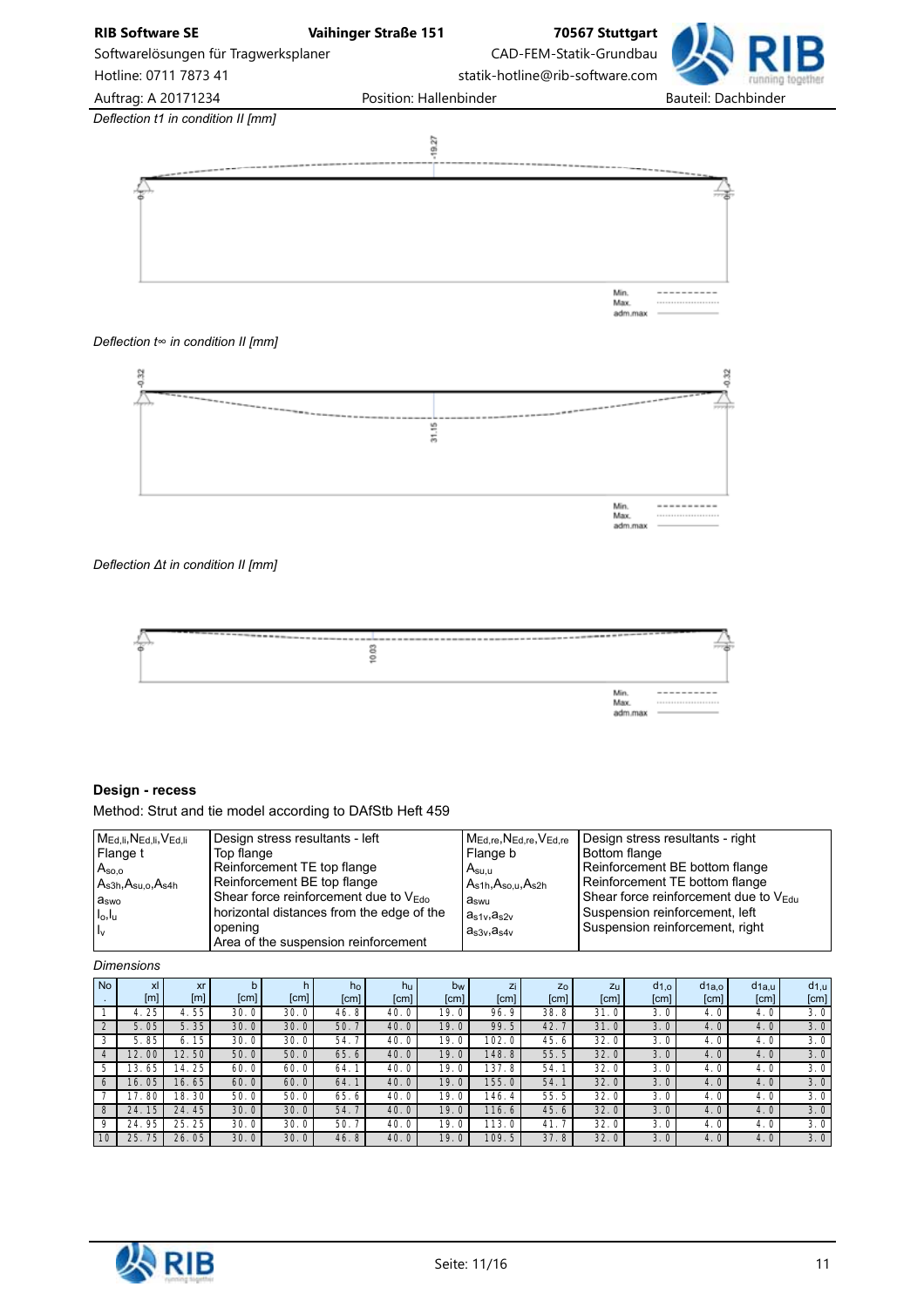*Deflection t1 in condition II [mm]*

-19.27

0

0

Min.
Max.
adm.max

*Deflection t∞ in condition II [mm]*

-0.32

-0.32

31.15

Min.
Max.
adm.max

*Deflection Δt in condition II [mm]*

0

10.03

0

Min.
Max.
adm.max

**Design - recess**

Method: Strut and tie model according to DAfStb Heft 459

| | | | |
|---|---|---|---|
| $M_{Ed,li}$,$N_{Ed,li}$,$V_{Ed,li}$ | Design stress resultants - left | $M_{Ed,re}$,$N_{Ed,re}$,$V_{Ed,re}$ | Design stress resultants - right |
| Flange t | Top flange | Flange b | Bottom flange |
| $A_{so,o}$ | Reinforcement TE top flange | $A_{su,u}$ | Reinforcement BE bottom flange |
| $A_{s3h}$,$A_{su,o}$,$A_{s4h}$ | Reinforcement BE top flange | $A_{s1h}$,$A_{so,u}$,$A_{s2h}$ | Reinforcement TE bottom flange |
| $a_{swo}$ | Shear force reinforcement due to $V_{Edo}$ | $a_{swu}$ | Shear force reinforcement due to $V_{Edu}$ |
| $l_o$,$l_u$ | horizontal distances from the edge of the opening | $a_{s1v}$,$a_{s2v}$ | Suspension reinforcement, left |
| $l_v$ | Area of the suspension reinforcement | $a_{s3v}$,$a_{s4v}$ | Suspension reinforcement, right |

*Dimensions*

| No. | xl [m] | xr [m] | b [cm] | h [cm] | $h_o$ [cm] | $h_u$ [cm] | $b_w$ [cm] | $z_i$ [cm] | $z_o$ [cm] | $z_u$ [cm] | $d_{1,o}$ [cm] | $d_{1a,o}$ [cm] | $d_{1a,u}$ [cm] | $d_{1,u}$ [cm] |
|---|---|---|---|---|---|---|---|---|---|---|---|---|---|---|
| 1 | 4.25 | 4.55 | 30.0 | 30.0 | 46.8 | 40.0 | 19.0 | 96.9 | 38.8 | 31.0 | 3.0 | 4.0 | 4.0 | 3.0 |
| 2 | 5.05 | 5.35 | 30.0 | 30.0 | 50.7 | 40.0 | 19.0 | 99.5 | 42.7 | 31.0 | 3.0 | 4.0 | 4.0 | 3.0 |
| 3 | 5.85 | 6.15 | 30.0 | 30.0 | 54.7 | 40.0 | 19.0 | 102.0 | 45.6 | 32.0 | 3.0 | 4.0 | 4.0 | 3.0 |
| 4 | 12.00 | 12.50 | 50.0 | 50.0 | 65.6 | 40.0 | 19.0 | 148.8 | 55.5 | 32.0 | 3.0 | 4.0 | 4.0 | 3.0 |
| 5 | 13.65 | 14.25 | 60.0 | 60.0 | 64.1 | 40.0 | 19.0 | 137.8 | 54.1 | 32.0 | 3.0 | 4.0 | 4.0 | 3.0 |
| 6 | 16.05 | 16.65 | 60.0 | 60.0 | 64.1 | 40.0 | 19.0 | 155.0 | 54.1 | 32.0 | 3.0 | 4.0 | 4.0 | 3.0 |
| 7 | 17.80 | 18.30 | 50.0 | 50.0 | 65.6 | 40.0 | 19.0 | 146.4 | 55.5 | 32.0 | 3.0 | 4.0 | 4.0 | 3.0 |
| 8 | 24.15 | 24.45 | 30.0 | 30.0 | 54.7 | 40.0 | 19.0 | 116.6 | 45.6 | 32.0 | 3.0 | 4.0 | 4.0 | 3.0 |
| 9 | 24.95 | 25.25 | 30.0 | 30.0 | 50.7 | 40.0 | 19.0 | 113.0 | 41.7 | 32.0 | 3.0 | 4.0 | 4.0 | 3.0 |
| 10 | 25.75 | 26.05 | 30.0 | 30.0 | 46.8 | 40.0 | 19.0 | 109.5 | 37.8 | 32.0 | 3.0 | 4.0 | 4.0 | 3.0 |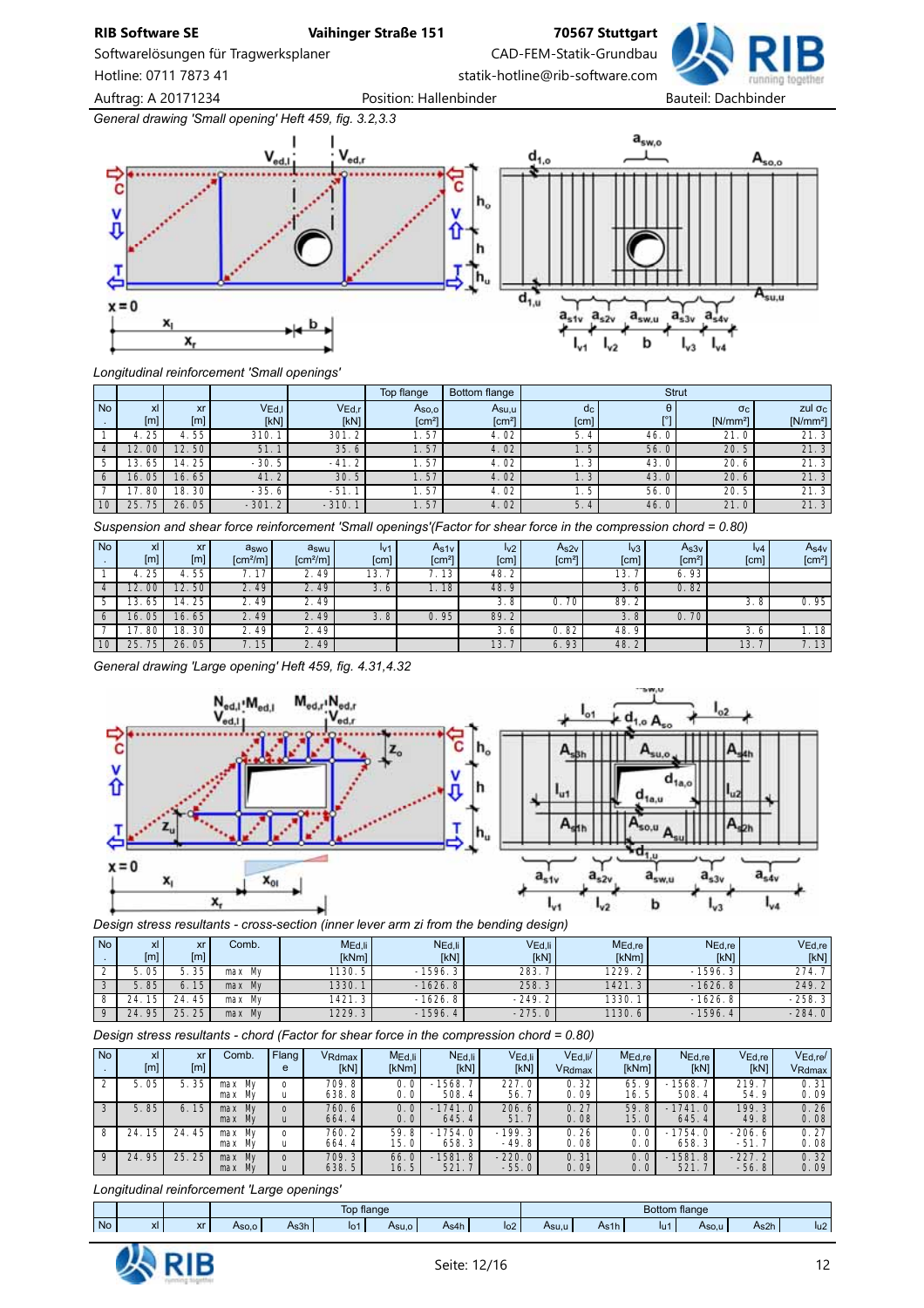*General drawing 'Small opening' Heft 459, fig. 3.2,3.3*

*Longitudinal reinforcement 'Small openings'*

| | | | | | Top flange | Bottom flange | Strut | | | |
|---|---|---|---|---|---|---|---|---|---|---|
| No. | xl [m] | xr [m] | $V_{Ed,l}$ [kN] | $V_{Ed,r}$ [kN] | $A_{so,o}$ [cm²] | $A_{su,u}$ [cm²] | dc [cm] | θ [°] | σc [N/mm²] | zul σc [N/mm²] |
| 1 | 4.25 | 4.55 | 310.1 | 301.2 | 1.57 | 4.02 | 5.4 | 46.0 | 21.0 | 21.3 |
| 4 | 12.00 | 12.50 | 51.1 | 35.6 | 1.57 | 4.02 | 1.5 | 56.0 | 20.5 | 21.3 |
| 5 | 13.65 | 14.25 | -30.5 | -41.2 | 1.57 | 4.02 | 1.3 | 43.0 | 20.6 | 21.3 |
| 6 | 16.05 | 16.65 | 41.2 | 30.5 | 1.57 | 4.02 | 1.3 | 43.0 | 20.6 | 21.3 |
| 7 | 17.80 | 18.30 | -35.6 | -51.1 | 1.57 | 4.02 | 1.5 | 56.0 | 20.5 | 21.3 |
| 10 | 25.75 | 26.05 | -301.2 | -310.1 | 1.57 | 4.02 | 5.4 | 46.0 | 21.0 | 21.3 |

*Suspension and shear force reinforcement 'Small openings'(Factor for shear force in the compression chord = 0.80)*

| No. | xl [m] | xr [m] | $a_{swo}$ [cm²/m] | $a_{swu}$ [cm²/m] | $l_{v1}$ [cm] | $A_{s1v}$ [cm²] | $l_{v2}$ [cm] | $A_{s2v}$ [cm²] | $l_{v3}$ [cm] | $A_{s3v}$ [cm²] | $l_{v4}$ [cm] | $A_{s4v}$ [cm²] |
|---|---|---|---|---|---|---|---|---|---|---|---|---|
| 1 | 4.25 | 4.55 | 7.17 | 2.49 | 13.7 | 7.13 | 48.2 | | 13.7 | 6.93 | | |
| 4 | 12.00 | 12.50 | 2.49 | 2.49 | 3.6 | 1.18 | 48.9 | | 3.6 | 0.82 | | |
| 5 | 13.65 | 14.25 | 2.49 | 2.49 | | | 3.8 | 0.70 | 89.2 | | 3.8 | 0.95 |
| 6 | 16.05 | 16.65 | 2.49 | 2.49 | 3.8 | 0.95 | 89.2 | | 3.8 | 0.70 | | |
| 7 | 17.80 | 18.30 | 2.49 | 2.49 | | | 3.6 | 0.82 | 48.9 | | 3.6 | 1.18 |
| 10 | 25.75 | 26.05 | 7.15 | 2.49 | | | 13.7 | 6.93 | 48.2 | | 13.7 | 7.13 |

*General drawing 'Large opening' Heft 459, fig. 4.31,4.32*

*Design stress resultants - cross-section (inner lever arm zi from the bending design)*

| No. | xl [m] | xr [m] | Comb. | $M_{Ed,li}$ [kNm] | $N_{Ed,li}$ [kN] | $V_{Ed,li}$ [kN] | $M_{Ed,re}$ [kNm] | $N_{Ed,re}$ [kN] | $V_{Ed,re}$ [kN] |
|---|---|---|---|---|---|---|---|---|---|
| 2 | 5.05 | 5.35 | max My | 1130.5 | -1596.3 | 283.7 | 1229.2 | -1596.3 | 274.7 |
| 3 | 5.85 | 6.15 | max My | 1330.1 | -1626.8 | 258.3 | 1421.3 | -1626.8 | 249.2 |
| 8 | 24.15 | 24.45 | max My | 1421.3 | -1626.8 | -249.2 | 1330.1 | -1626.8 | -258.3 |
| 9 | 24.95 | 25.25 | max My | 1229.3 | -1596.4 | -275.0 | 1130.6 | -1596.4 | -284.0 |

*Design stress resultants - chord (Factor for shear force in the compression chord = 0.80)*

| No. | xl [m] | xr [m] | Comb. | Flange | $V_{Rdmax}$ [kN] | $M_{Ed,li}$ [kNm] | $N_{Ed,li}$ [kN] | $V_{Ed,li}$ [kN] | $V_{Ed,li}/V_{Rdmax}$ | $M_{Ed,re}$ [kNm] | $N_{Ed,re}$ [kN] | $V_{Ed,re}$ [kN] | $V_{Ed,re}/V_{Rdmax}$ |
|---|---|---|---|---|---|---|---|---|---|---|---|---|---|
| 2 | 5.05 | 5.35 | max My | o | 709.8 | 0.0 | -1568.7 | 227.0 | 0.32 | 65.9 | -1568.7 | 219.7 | 0.31 |
| | | | max My | u | 638.8 | 0.0 | 508.4 | 56.7 | 0.09 | 16.5 | 508.4 | 54.9 | 0.09 |
| 3 | 5.85 | 6.15 | max My | o | 760.6 | 0.0 | -1741.0 | 206.6 | 0.27 | 59.8 | -1741.0 | 199.3 | 0.26 |
| | | | max My | u | 664.4 | 0.0 | 645.4 | 51.7 | 0.08 | 15.0 | 645.4 | 49.8 | 0.08 |
| 8 | 24.15 | 24.45 | max My | o | 760.2 | 59.8 | -1754.0 | -199.3 | 0.26 | 0.0 | -1754.0 | -206.6 | 0.27 |
| | | | max My | u | 664.4 | 15.0 | 658.3 | -49.8 | 0.08 | 0.0 | 658.3 | -51.7 | 0.08 |
| 9 | 24.95 | 25.25 | max My | o | 709.3 | 66.0 | -1581.8 | -220.0 | 0.31 | 0.0 | -1581.8 | -227.2 | 0.32 |
| | | | max My | u | 638.5 | 16.5 | 521.7 | -55.0 | 0.09 | 0.0 | 521.7 | -56.8 | 0.09 |

*Longitudinal reinforcement 'Large openings'*

| | | | Top flange | | | | | | Bottom flange | | | | | |
|---|---|---|---|---|---|---|---|---|---|---|---|---|---|---|
| No | xl | xr | $A_{so,o}$ | $A_{s3h}$ | $l_{o1}$ | $A_{su,o}$ | $A_{s4h}$ | $l_{o2}$ | $A_{su,u}$ | $A_{s1h}$ | $l_{u1}$ | $A_{so,u}$ | $A_{s2h}$ | $l_{u2}$ |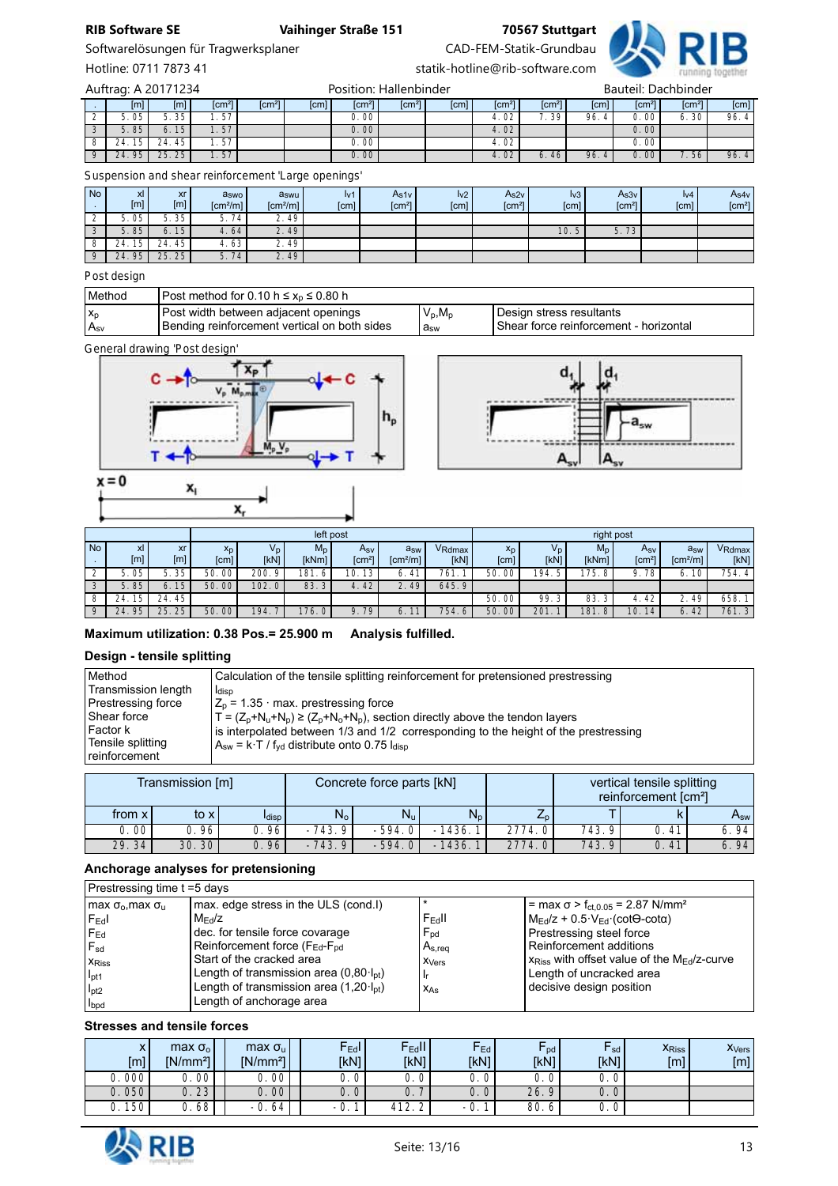| . | [m] | [m] | [cm²] | [cm²] | [cm] | [cm²] | [cm²] | [cm] | [cm²] | [cm²] | [cm] | [cm²] | [cm²] | [cm] |
|---|---|---|---|---|---|---|---|---|---|---|---|---|---|---|
| 2 | 5.05 | 5.35 | 1.57 | | | 0.00 | | | 4.02 | 7.39 | 96.4 | 0.00 | 6.30 | 96.4 |
| 3 | 5.85 | 6.15 | 1.57 | | | 0.00 | | | 4.02 | | | 0.00 | | |
| 8 | 24.15 | 24.45 | 1.57 | | | 0.00 | | | 4.02 | | | 0.00 | | |
| 9 | 24.95 | 25.25 | 1.57 | | | 0.00 | | | 4.02 | 6.46 | 96.4 | 0.00 | 7.56 | 96.4 |

Suspension and shear reinforcement 'Large openings'

| No<br>. | xl<br>[m] | xr<br>[m] | $a_{swo}$<br>[cm²/m] | $a_{swu}$<br>[cm²/m] | $l_{v1}$<br>[cm] | $A_{s1v}$<br>[cm²] | $l_{v2}$<br>[cm] | $A_{s2v}$<br>[cm²] | $l_{v3}$<br>[cm] | $A_{s3v}$<br>[cm²] | $l_{v4}$<br>[cm] | $A_{s4v}$<br>[cm²] |
|---|---|---|---|---|---|---|---|---|---|---|---|---|
| 2 | 5.05 | 5.35 | 5.74 | 2.49 | | | | | | | | |
| 3 | 5.85 | 6.15 | 4.64 | 2.49 | | | | | 10.5 | 5.73 | | |
| 8 | 24.15 | 24.45 | 4.63 | 2.49 | | | | | | | | |
| 9 | 24.95 | 25.25 | 5.74 | 2.49 | | | | | | | | |

Post design

| Method | Post method for $0.10\ h \le x_p \le 0.80\ h$ | | |
|---|---|---|---|
| $x_p$<br>$A_{sv}$ | Post width between adjacent openings<br>Bending reinforcement vertical on both sides | $V_p$,$M_p$<br>$a_{sw}$ | Design stress resultants<br>Shear force reinforcement - horizontal |

General drawing 'Post design'

| | | | left post | | | | | | right post | | | | | |
|---|---|---|---|---|---|---|---|---|---|---|---|---|---|---|
| No<br>. | xl<br>[m] | xr<br>[m] | $x_p$<br>[cm] | $V_p$<br>[kN] | $M_p$<br>[kNm] | $A_{sv}$<br>[cm²] | $a_{sw}$<br>[cm²/m] | $V_{Rdmax}$<br>[kN] | $x_p$<br>[cm] | $V_p$<br>[kN] | $M_p$<br>[kNm] | $A_{sv}$<br>[cm²] | $a_{sw}$<br>[cm²/m] | $V_{Rdmax}$<br>[kN] |
| 2 | 5.05 | 5.35 | 50.00 | 200.9 | 181.6 | 10.13 | 6.41 | 761.1 | 50.00 | 194.5 | 175.8 | 9.78 | 6.10 | 754.4 |
| 3 | 5.85 | 6.15 | 50.00 | 102.0 | 83.3 | 4.42 | 2.49 | 645.9 | | | | | | |
| 8 | 24.15 | 24.45 | | | | | | | 50.00 | 99.3 | 83.3 | 4.42 | 2.49 | 658.1 |
| 9 | 24.95 | 25.25 | 50.00 | 194.7 | 176.0 | 9.79 | 6.11 | 754.6 | 50.00 | 201.1 | 181.8 | 10.14 | 6.42 | 761.3 |

**Maximum utilization: 0.38 Pos.= 25.900 m    Analysis fulfilled.**

**Design - tensile splitting**

| Method | Calculation of the tensile splitting reinforcement for pretensioned prestressing |
|---|---|
| Transmission length | $l_{disp}$ |
| Prestressing force | $Z_p$ = 1.35 · max. prestressing force |
| Shear force | $T = (Z_p+N_u+N_p) \ge (Z_p+N_o+N_p)$, section directly above the tendon layers |
| Factor k | is interpolated between 1/3 and 1/2 corresponding to the height of the prestressing |
| Tensile splitting reinforcement | $A_{sw} = k \cdot T / f_{yd}$ distribute onto 0.75 $l_{disp}$ |

| Transmission [m] | | | Concrete force parts [kN] | | | | vertical tensile splitting reinforcement [cm²] | | |
|---|---|---|---|---|---|---|---|---|---|
| from x | to x | $l_{disp}$ | $N_o$ | $N_u$ | $N_p$ | $Z_p$ | T | k | $A_{sw}$ |
| 0.00 | 0.96 | 0.96 | -743.9 | -594.0 | -1436.1 | 2774.0 | 743.9 | 0.41 | 6.94 |
| 29.34 | 30.30 | 0.96 | -743.9 | -594.0 | -1436.1 | 2774.0 | 743.9 | 0.41 | 6.94 |

**Anchorage analyses for pretensioning**

| Prestressing time t =5 days | | | |
|---|---|---|---|
| max $\sigma_o$,max $\sigma_u$ | max. edge stress in the ULS (cond.I) | * | = max $\sigma$ > $f_{ct,0.05}$ = 2.87 N/mm² |
| $F_{Ed}$I | $M_{Ed}/z$ | $F_{Ed}$II | $M_{Ed}/z + 0.5 \cdot V_{Ed} \cdot (\cot\Theta - \cot\alpha)$ |
| $F_{Ed}$ | dec. for tensile force covarage | $F_{pd}$ | Prestressing steel force |
| $F_{sd}$ | Reinforcement force ($F_{Ed}$-$F_{pd}$ | $A_{s,req}$ | Reinforcement additions |
| $x_{Riss}$ | Start of the cracked area | $x_{Vers}$ | $x_{Riss}$ with offset value of the $M_{Ed}/z$-curve |
| $l_{pt1}$ | Length of transmission area (0,80·$l_{pt}$) | $l_r$ | Length of uncracked area |
| $l_{pt2}$ | Length of transmission area (1,20·$l_{pt}$) | $x_{As}$ | decisive design position |
| $l_{bpd}$ | Length of anchorage area | | |

**Stresses and tensile forces**

| x<br>[m] | max $\sigma_o$<br>[N/mm²] | max $\sigma_u$<br>[N/mm²] | $F_{Ed}$I<br>[kN] | $F_{Ed}$II<br>[kN] | $F_{Ed}$<br>[kN] | $F_{pd}$<br>[kN] | $F_{sd}$<br>[kN] | $x_{Riss}$<br>[m] | $x_{Vers}$<br>[m] |
|---|---|---|---|---|---|---|---|---|---|
| 0.000 | 0.00 | 0.00 | 0.0 | 0.0 | 0.0 | 0.0 | 0.0 | | |
| 0.050 | 0.23 | 0.00 | 0.0 | 0.7 | 0.0 | 26.9 | 0.0 | | |
| 0.150 | 0.68 | -0.64 | -0.1 | 412.2 | -0.1 | 80.6 | 0.0 | | |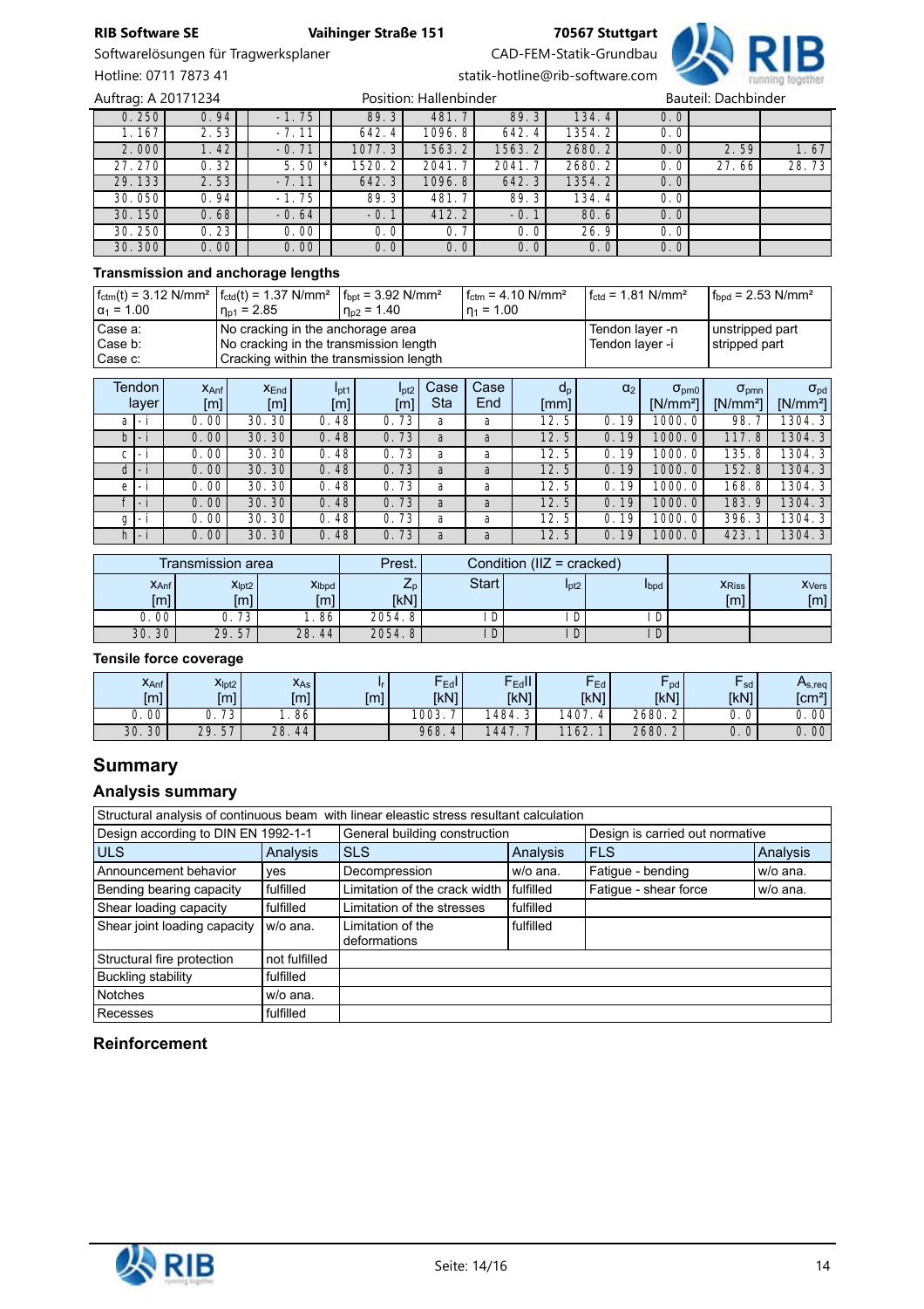Auftrag: A 20171234 | Position: Hallenbinder | Bauteil: Dachbinder

| | | | | | | | | | | |
|---|---|---|---|---|---|---|---|---|---|---|
| 0.250 | 0.94 | -1.75 | | 89.3 | 481.7 | 89.3 | 134.4 | 0.0 | | |
| 1.167 | 2.53 | -7.11 | | 642.4 | 1096.8 | 642.4 | 1354.2 | 0.0 | | |
| 2.000 | 1.42 | -0.71 | | 1077.3 | 1563.2 | 1563.2 | 2680.2 | 0.0 | 2.59 | 1.67 |
| 27.270 | 0.32 | 5.50 | * | 1520.2 | 2041.7 | 2041.7 | 2680.2 | 0.0 | 27.66 | 28.73 |
| 29.133 | 2.53 | -7.11 | | 642.3 | 1096.8 | 642.3 | 1354.2 | 0.0 | | |
| 30.050 | 0.94 | -1.75 | | 89.3 | 481.7 | 89.3 | 134.4 | 0.0 | | |
| 30.150 | 0.68 | -0.64 | | -0.1 | 412.2 | -0.1 | 80.6 | 0.0 | | |
| 30.250 | 0.23 | 0.00 | | 0.0 | 0.7 | 0.0 | 26.9 | 0.0 | | |
| 30.300 | 0.00 | 0.00 | | 0.0 | 0.0 | 0.0 | 0.0 | 0.0 | | |

### Transmission and anchorage lengths

| | | | | | |
|---|---|---|---|---|---|
| $f_{ctm}(t)$ = 3.12 N/mm² $\alpha_1$ = 1.00 | $f_{ctd}(t)$ = 1.37 N/mm² $\eta_{p1}$ = 2.85 | $f_{bpt}$ = 3.92 N/mm² $\eta_{p2}$ = 1.40 | $f_{ctm}$ = 4.10 N/mm² $\eta_1$ = 1.00 | $f_{ctd}$ = 1.81 N/mm² | $f_{bpd}$ = 2.53 N/mm² |
| Case a: Case b: Case c: | No cracking in the anchorage area No cracking in the transmission length Cracking within the transmission length | | | Tendon layer -n Tendon layer -i | unstripped part stripped part |

| Tendon layer | | $x_{Anf}$ [m] | $x_{End}$ [m] | $l_{pt1}$ [m] | $l_{pt2}$ [m] | Case Sta | Case End | $d_p$ [mm] | $\alpha_2$ | $\sigma_{pm0}$ [N/mm²] | $\sigma_{pmn}$ [N/mm²] | $\sigma_{pd}$ [N/mm²] |
|---|---|---|---|---|---|---|---|---|---|---|---|---|
| a | -i | 0.00 | 30.30 | 0.48 | 0.73 | a | a | 12.5 | 0.19 | 1000.0 | 98.7 | 1304.3 |
| b | -i | 0.00 | 30.30 | 0.48 | 0.73 | a | a | 12.5 | 0.19 | 1000.0 | 117.8 | 1304.3 |
| c | -i | 0.00 | 30.30 | 0.48 | 0.73 | a | a | 12.5 | 0.19 | 1000.0 | 135.8 | 1304.3 |
| d | -i | 0.00 | 30.30 | 0.48 | 0.73 | a | a | 12.5 | 0.19 | 1000.0 | 152.8 | 1304.3 |
| e | -i | 0.00 | 30.30 | 0.48 | 0.73 | a | a | 12.5 | 0.19 | 1000.0 | 168.8 | 1304.3 |
| f | -i | 0.00 | 30.30 | 0.48 | 0.73 | a | a | 12.5 | 0.19 | 1000.0 | 183.9 | 1304.3 |
| g | -i | 0.00 | 30.30 | 0.48 | 0.73 | a | a | 12.5 | 0.19 | 1000.0 | 396.3 | 1304.3 |
| h | -i | 0.00 | 30.30 | 0.48 | 0.73 | a | a | 12.5 | 0.19 | 1000.0 | 423.1 | 1304.3 |

| Transmission area | | | Prest. | Condition (IIZ = cracked) | | | | |
|---|---|---|---|---|---|---|---|---|
| $x_{Anf}$ [m] | $x_{lpt2}$ [m] | $x_{lbpd}$ [m] | $Z_p$ [kN] | Start | $l_{pt2}$ | $l_{bpd}$ | $x_{Riss}$ [m] | $x_{Vers}$ [m] |
| 0.00 | 0.73 | 1.86 | 2054.8 | ID | ID | ID | | |
| 30.30 | 29.57 | 28.44 | 2054.8 | ID | ID | ID | | |

### Tensile force coverage

| $x_{Anf}$ [m] | $x_{lpt2}$ [m] | $x_{As}$ [m] | $l_r$ [m] | $F_{EdI}$ [kN] | $F_{EdII}$ [kN] | $F_{Ed}$ [kN] | $F_{pd}$ [kN] | $F_{sd}$ [kN] | $A_{s,req}$ [cm²] |
|---|---|---|---|---|---|---|---|---|---|
| 0.00 | 0.73 | 1.86 | | 1003.7 | 1484.3 | 1407.4 | 2680.2 | 0.0 | 0.00 |
| 30.30 | 29.57 | 28.44 | | 968.4 | 1447.7 | 1162.1 | 2680.2 | 0.0 | 0.00 |

## Summary

### Analysis summary

| Structural analysis of continuous beam with linear elastic stress resultant calculation | | | | | |
|---|---|---|---|---|---|
| Design according to DIN EN 1992-1-1 | | General building construction | | Design is carried out normative | |
| ULS | Analysis | SLS | Analysis | FLS | Analysis |
| Announcement behavior | yes | Decompression | w/o ana. | Fatigue - bending | w/o ana. |
| Bending bearing capacity | fulfilled | Limitation of the crack width | fulfilled | Fatigue - shear force | w/o ana. |
| Shear loading capacity | fulfilled | Limitation of the stresses | fulfilled | | |
| Shear joint loading capacity | w/o ana. | Limitation of the deformations | fulfilled | | |
| Structural fire protection | not fulfilled | | | | |
| Buckling stability | fulfilled | | | | |
| Notches | w/o ana. | | | | |
| Recesses | fulfilled | | | | |

### Reinforcement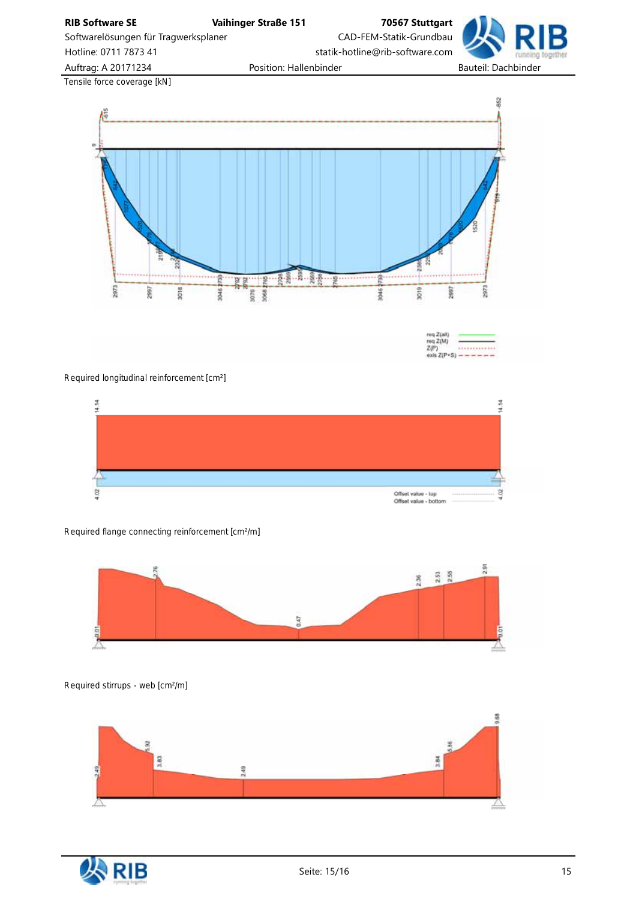Tensile force coverage [kN]

Required longitudinal reinforcement [cm²]

Required flange connecting reinforcement [cm²/m]

Required stirrups - web [cm²/m]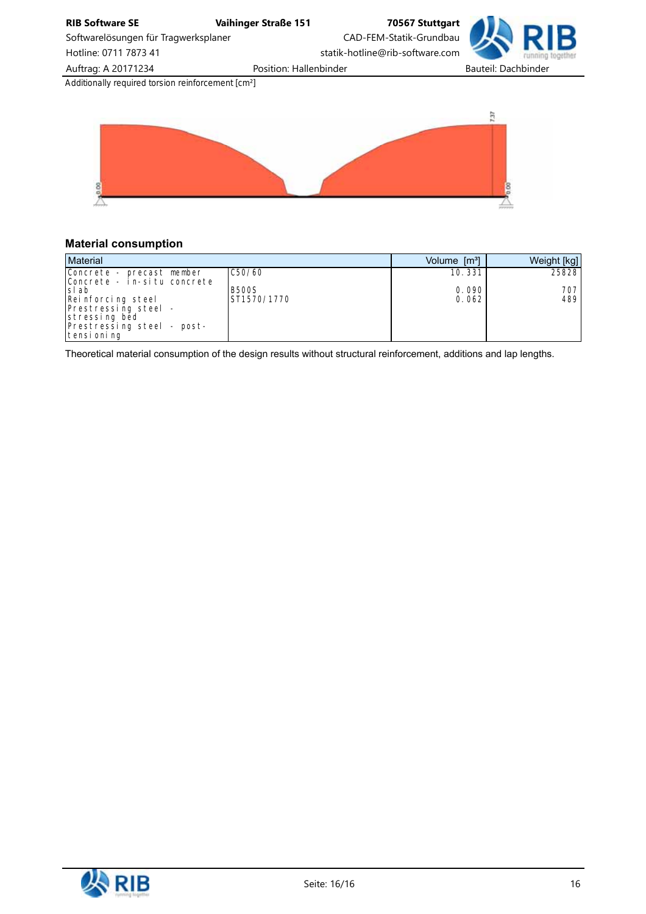Additionally required torsion reinforcement [cm²]

7.37

0.00

0.00

## Material consumption

| Material | | Volume [m³] | Weight [kg] |
|---|---|---|---|
| Concrete - precast member | C50/60 | 10.331 | 25828 |
| Concrete - in-situ concrete slab | | | |
| Reinforcing steel | B500S | 0.090 | 707 |
| Prestressing steel - stressing bed | ST1570/1770 | 0.062 | 489 |
| Prestressing steel - post-tensioning | | | |

Theoretical material consumption of the design results without structural reinforcement, additions and lap lengths.